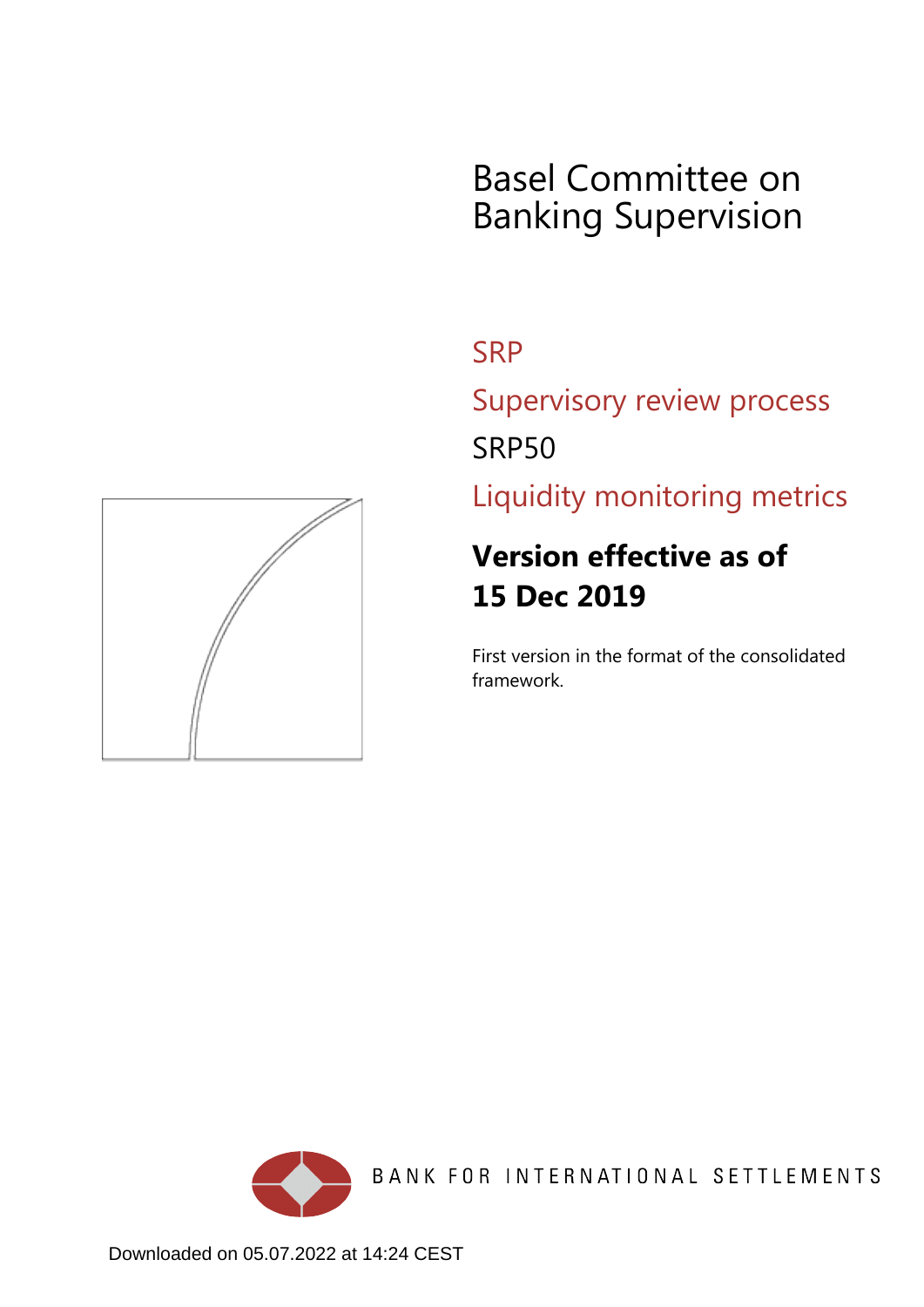# Basel Committee on Banking Supervision

## SRP

## Supervisory review process

## SRP50

## Liquidity monitoring metrics

**Version effective as of 15 Dec 2019**

First version in the format of the consolidated framework.

BANK FOR INTERNATIONAL SETTLEMENTS

Downloaded on 05.07.2022 at 14:24 CEST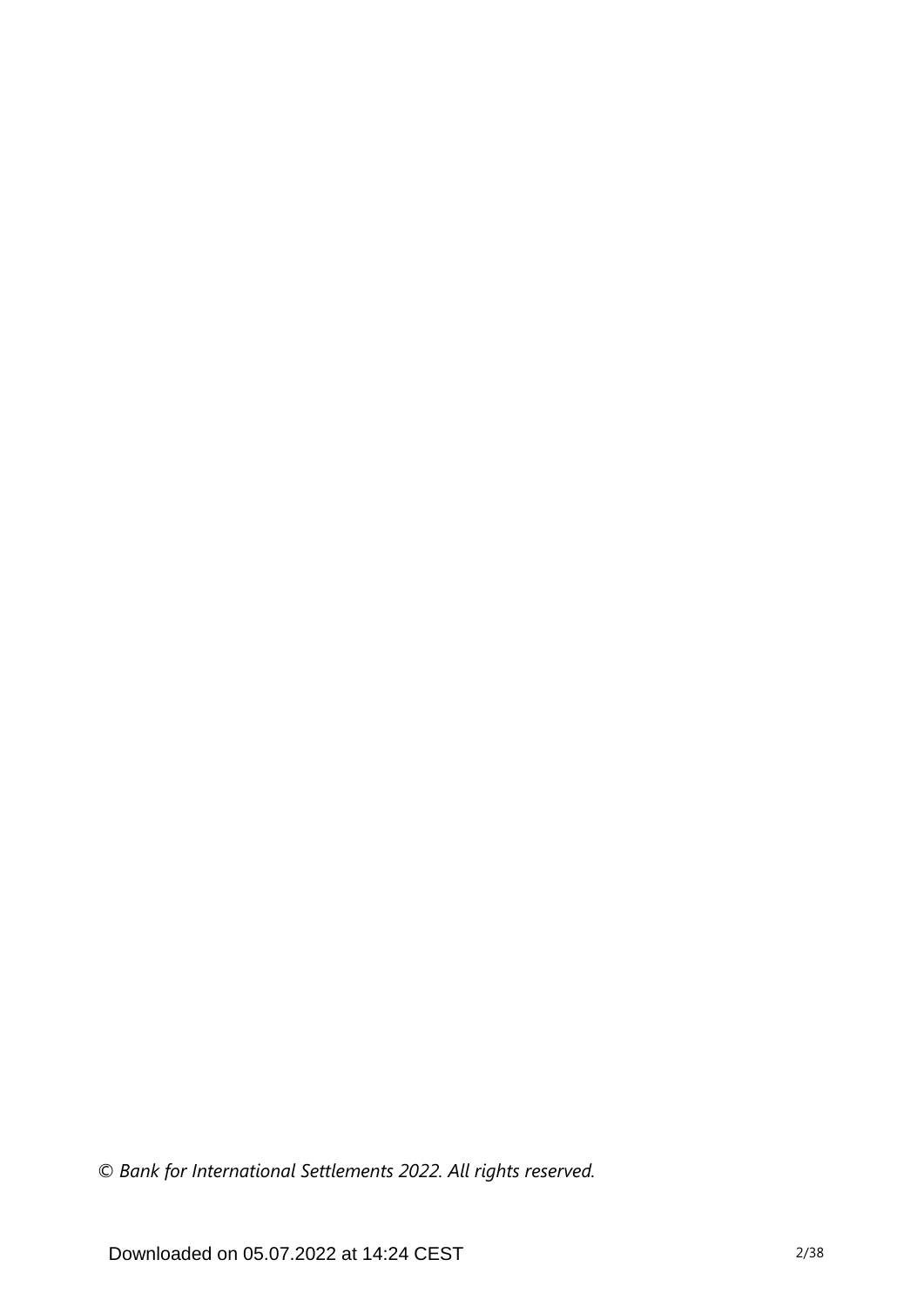*© Bank for International Settlements 2022. All rights reserved.*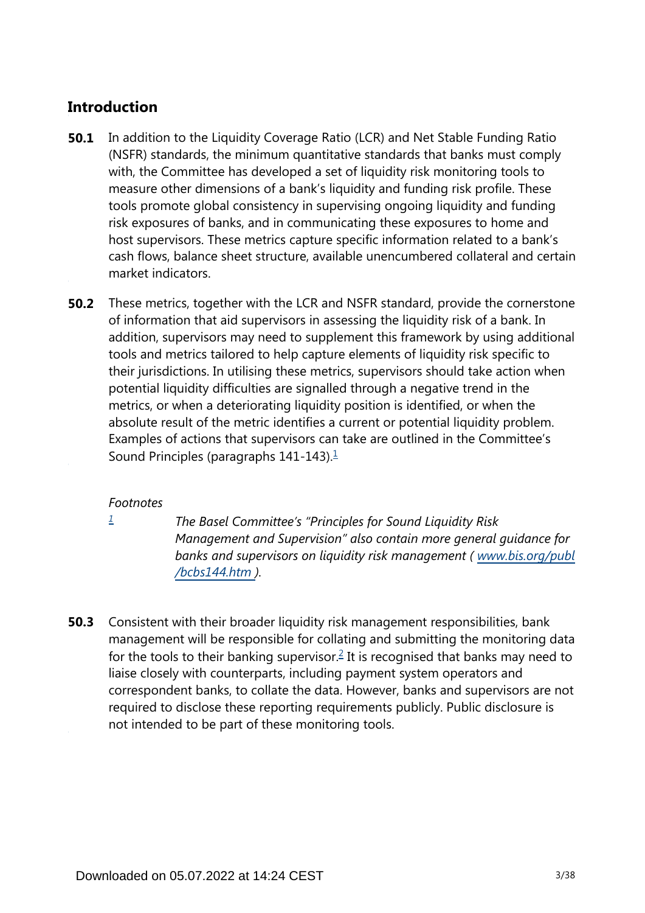## Introduction

**50.1** In addition to the Liquidity Coverage Ratio (LCR) and Net Stable Funding Ratio (NSFR) standards, the minimum quantitative standards that banks must comply with, the Committee has developed a set of liquidity risk monitoring tools to measure other dimensions of a bank's liquidity and funding risk profile. These tools promote global consistency in supervising ongoing liquidity and funding risk exposures of banks, and in communicating these exposures to home and host supervisors. These metrics capture specific information related to a bank's cash flows, balance sheet structure, available unencumbered collateral and certain market indicators.

**50.2** These metrics, together with the LCR and NSFR standard, provide the cornerstone of information that aid supervisors in assessing the liquidity risk of a bank. In addition, supervisors may need to supplement this framework by using additional tools and metrics tailored to help capture elements of liquidity risk specific to their jurisdictions. In utilising these metrics, supervisors should take action when potential liquidity difficulties are signalled through a negative trend in the metrics, or when a deteriorating liquidity position is identified, or when the absolute result of the metric identifies a current or potential liquidity problem. Examples of actions that supervisors can take are outlined in the Committee's Sound Principles (paragraphs 141-143).[1]

*Footnotes*

[1] *The Basel Committee's "Principles for Sound Liquidity Risk Management and Supervision" also contain more general guidance for banks and supervisors on liquidity risk management ( [www.bis.org/publ/bcbs144.htm](www.bis.org/publ/bcbs144.htm) ).*

**50.3** Consistent with their broader liquidity risk management responsibilities, bank management will be responsible for collating and submitting the monitoring data for the tools to their banking supervisor.[2] It is recognised that banks may need to liaise closely with counterparts, including payment system operators and correspondent banks, to collate the data. However, banks and supervisors are not required to disclose these reporting requirements publicly. Public disclosure is not intended to be part of these monitoring tools.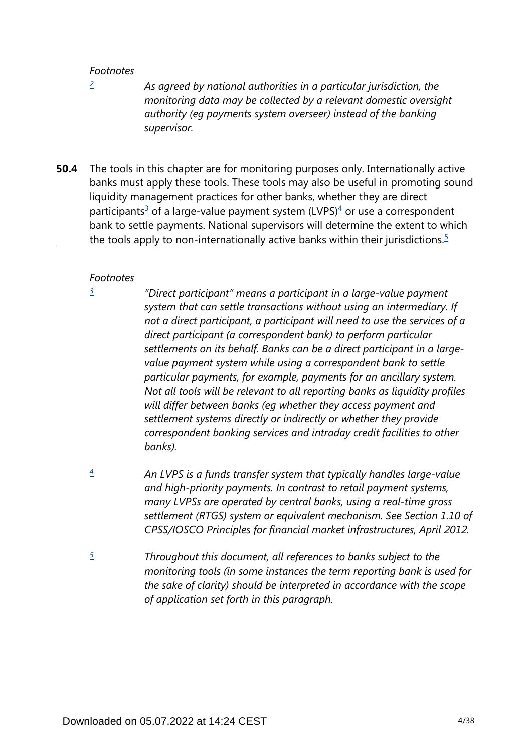*Footnotes*

[2] *As agreed by national authorities in a particular jurisdiction, the monitoring data may be collected by a relevant domestic oversight authority (eg payments system overseer) instead of the banking supervisor.*

**50.4** The tools in this chapter are for monitoring purposes only. Internationally active banks must apply these tools. These tools may also be useful in promoting sound liquidity management practices for other banks, whether they are direct participants[3] of a large-value payment system (LVPS)[4] or use a correspondent bank to settle payments. National supervisors will determine the extent to which the tools apply to non-internationally active banks within their jurisdictions.[5]

*Footnotes*

[3] *"Direct participant" means a participant in a large-value payment system that can settle transactions without using an intermediary. If not a direct participant, a participant will need to use the services of a direct participant (a correspondent bank) to perform particular settlements on its behalf. Banks can be a direct participant in a large-value payment system while using a correspondent bank to settle particular payments, for example, payments for an ancillary system. Not all tools will be relevant to all reporting banks as liquidity profiles will differ between banks (eg whether they access payment and settlement systems directly or indirectly or whether they provide correspondent banking services and intraday credit facilities to other banks).*

[4] *An LVPS is a funds transfer system that typically handles large-value and high-priority payments. In contrast to retail payment systems, many LVPSs are operated by central banks, using a real-time gross settlement (RTGS) system or equivalent mechanism. See Section 1.10 of CPSS/IOSCO Principles for financial market infrastructures, April 2012.*

[5] *Throughout this document, all references to banks subject to the monitoring tools (in some instances the term reporting bank is used for the sake of clarity) should be interpreted in accordance with the scope of application set forth in this paragraph.*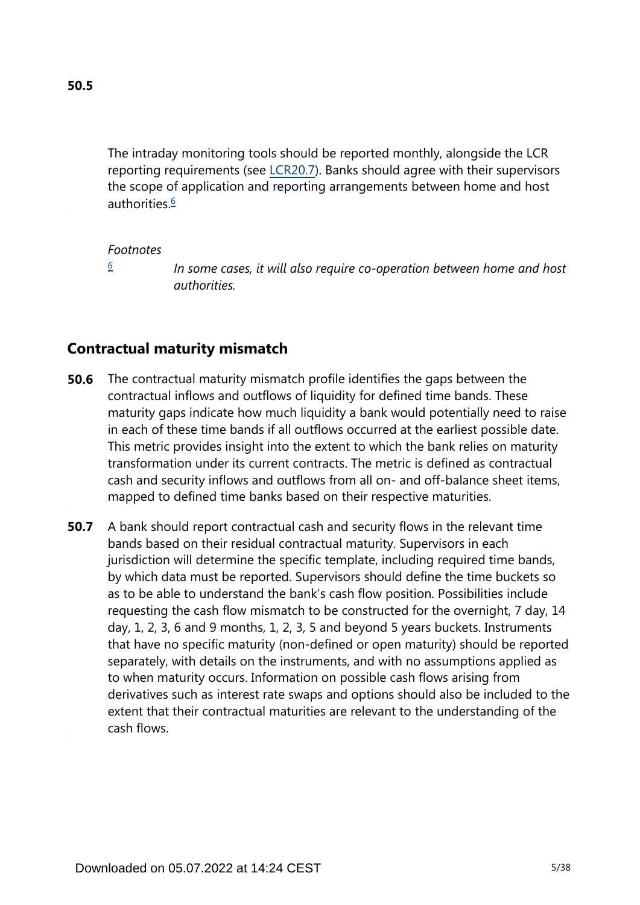**50.5**

The intraday monitoring tools should be reported monthly, alongside the LCR reporting requirements (see LCR20.7). Banks should agree with their supervisors the scope of application and reporting arrangements between home and host authorities.[6]

*Footnotes*

[6] *In some cases, it will also require co-operation between home and host authorities.*

## Contractual maturity mismatch

**50.6** The contractual maturity mismatch profile identifies the gaps between the contractual inflows and outflows of liquidity for defined time bands. These maturity gaps indicate how much liquidity a bank would potentially need to raise in each of these time bands if all outflows occurred at the earliest possible date. This metric provides insight into the extent to which the bank relies on maturity transformation under its current contracts. The metric is defined as contractual cash and security inflows and outflows from all on- and off-balance sheet items, mapped to defined time banks based on their respective maturities.

**50.7** A bank should report contractual cash and security flows in the relevant time bands based on their residual contractual maturity. Supervisors in each jurisdiction will determine the specific template, including required time bands, by which data must be reported. Supervisors should define the time buckets so as to be able to understand the bank's cash flow position. Possibilities include requesting the cash flow mismatch to be constructed for the overnight, 7 day, 14 day, 1, 2, 3, 6 and 9 months, 1, 2, 3, 5 and beyond 5 years buckets. Instruments that have no specific maturity (non-defined or open maturity) should be reported separately, with details on the instruments, and with no assumptions applied as to when maturity occurs. Information on possible cash flows arising from derivatives such as interest rate swaps and options should also be included to the extent that their contractual maturities are relevant to the understanding of the cash flows.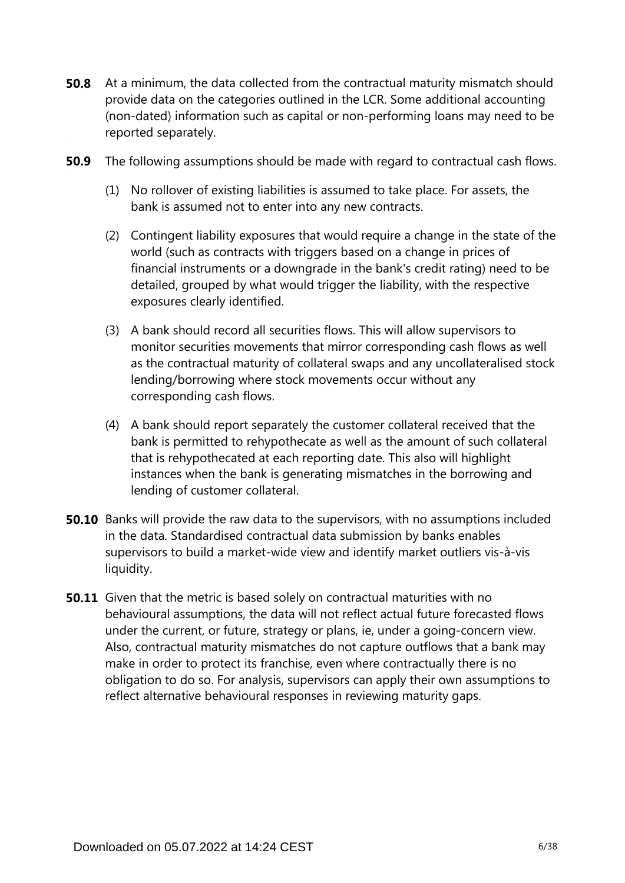**50.8** At a minimum, the data collected from the contractual maturity mismatch should provide data on the categories outlined in the LCR. Some additional accounting (non-dated) information such as capital or non-performing loans may need to be reported separately.

**50.9** The following assumptions should be made with regard to contractual cash flows.

(1) No rollover of existing liabilities is assumed to take place. For assets, the bank is assumed not to enter into any new contracts.

(2) Contingent liability exposures that would require a change in the state of the world (such as contracts with triggers based on a change in prices of financial instruments or a downgrade in the bank's credit rating) need to be detailed, grouped by what would trigger the liability, with the respective exposures clearly identified.

(3) A bank should record all securities flows. This will allow supervisors to monitor securities movements that mirror corresponding cash flows as well as the contractual maturity of collateral swaps and any uncollateralised stock lending/borrowing where stock movements occur without any corresponding cash flows.

(4) A bank should report separately the customer collateral received that the bank is permitted to rehypothecate as well as the amount of such collateral that is rehypothecated at each reporting date. This also will highlight instances when the bank is generating mismatches in the borrowing and lending of customer collateral.

**50.10** Banks will provide the raw data to the supervisors, with no assumptions included in the data. Standardised contractual data submission by banks enables supervisors to build a market-wide view and identify market outliers vis-à-vis liquidity.

**50.11** Given that the metric is based solely on contractual maturities with no behavioural assumptions, the data will not reflect actual future forecasted flows under the current, or future, strategy or plans, ie, under a going-concern view. Also, contractual maturity mismatches do not capture outflows that a bank may make in order to protect its franchise, even where contractually there is no obligation to do so. For analysis, supervisors can apply their own assumptions to reflect alternative behavioural responses in reviewing maturity gaps.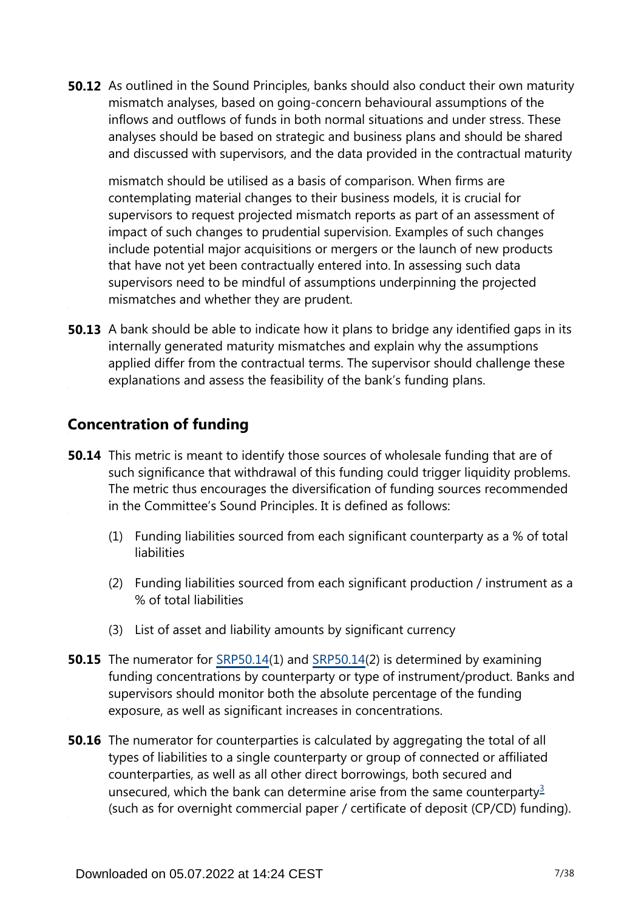**50.12** As outlined in the Sound Principles, banks should also conduct their own maturity mismatch analyses, based on going-concern behavioural assumptions of the inflows and outflows of funds in both normal situations and under stress. These analyses should be based on strategic and business plans and should be shared and discussed with supervisors, and the data provided in the contractual maturity mismatch should be utilised as a basis of comparison. When firms are contemplating material changes to their business models, it is crucial for supervisors to request projected mismatch reports as part of an assessment of impact of such changes to prudential supervision. Examples of such changes include potential major acquisitions or mergers or the launch of new products that have not yet been contractually entered into. In assessing such data supervisors need to be mindful of assumptions underpinning the projected mismatches and whether they are prudent.

**50.13** A bank should be able to indicate how it plans to bridge any identified gaps in its internally generated maturity mismatches and explain why the assumptions applied differ from the contractual terms. The supervisor should challenge these explanations and assess the feasibility of the bank's funding plans.

## Concentration of funding

**50.14** This metric is meant to identify those sources of wholesale funding that are of such significance that withdrawal of this funding could trigger liquidity problems. The metric thus encourages the diversification of funding sources recommended in the Committee's Sound Principles. It is defined as follows:

(1) Funding liabilities sourced from each significant counterparty as a % of total liabilities

(2) Funding liabilities sourced from each significant production / instrument as a % of total liabilities

(3) List of asset and liability amounts by significant currency

**50.15** The numerator for SRP50.14(1) and SRP50.14(2) is determined by examining funding concentrations by counterparty or type of instrument/product. Banks and supervisors should monitor both the absolute percentage of the funding exposure, as well as significant increases in concentrations.

**50.16** The numerator for counterparties is calculated by aggregating the total of all types of liabilities to a single counterparty or group of connected or affiliated counterparties, as well as all other direct borrowings, both secured and unsecured, which the bank can determine arise from the same counterparty[3] (such as for overnight commercial paper / certificate of deposit (CP/CD) funding).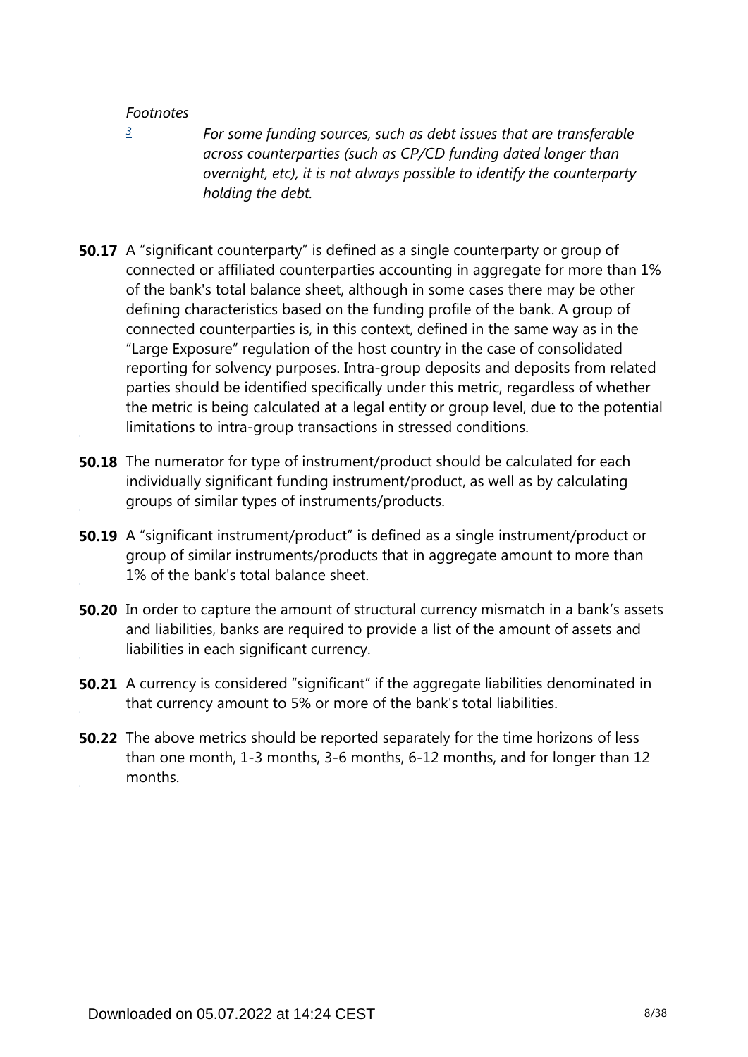*Footnotes*

[3] *For some funding sources, such as debt issues that are transferable across counterparties (such as CP/CD funding dated longer than overnight, etc), it is not always possible to identify the counterparty holding the debt.*

**50.17** A "significant counterparty" is defined as a single counterparty or group of connected or affiliated counterparties accounting in aggregate for more than 1% of the bank's total balance sheet, although in some cases there may be other defining characteristics based on the funding profile of the bank. A group of connected counterparties is, in this context, defined in the same way as in the "Large Exposure" regulation of the host country in the case of consolidated reporting for solvency purposes. Intra-group deposits and deposits from related parties should be identified specifically under this metric, regardless of whether the metric is being calculated at a legal entity or group level, due to the potential limitations to intra-group transactions in stressed conditions.

**50.18** The numerator for type of instrument/product should be calculated for each individually significant funding instrument/product, as well as by calculating groups of similar types of instruments/products.

**50.19** A "significant instrument/product" is defined as a single instrument/product or group of similar instruments/products that in aggregate amount to more than 1% of the bank's total balance sheet.

**50.20** In order to capture the amount of structural currency mismatch in a bank's assets and liabilities, banks are required to provide a list of the amount of assets and liabilities in each significant currency.

**50.21** A currency is considered "significant" if the aggregate liabilities denominated in that currency amount to 5% or more of the bank's total liabilities.

**50.22** The above metrics should be reported separately for the time horizons of less than one month, 1-3 months, 3-6 months, 6-12 months, and for longer than 12 months.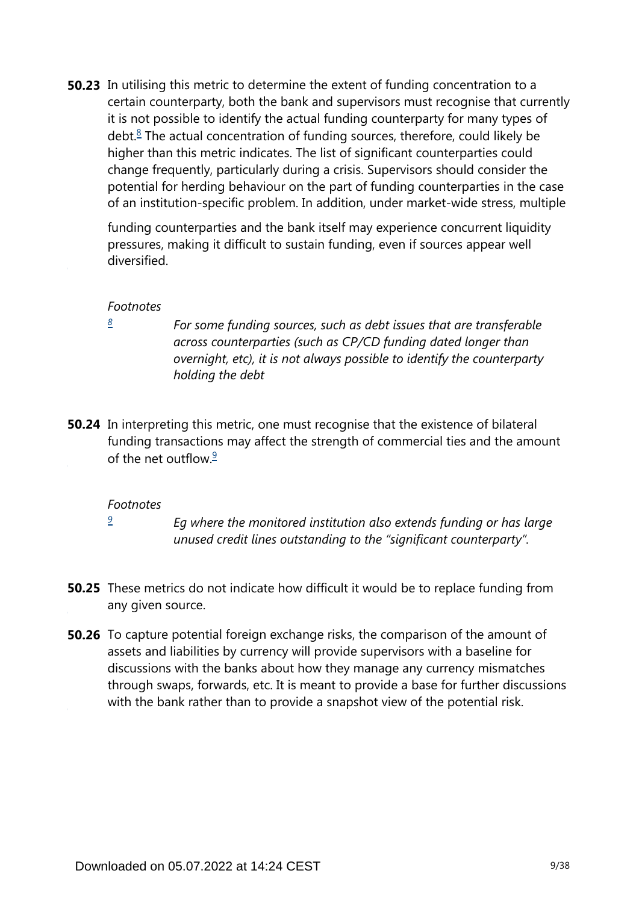**50.23** In utilising this metric to determine the extent of funding concentration to a certain counterparty, both the bank and supervisors must recognise that currently it is not possible to identify the actual funding counterparty for many types of debt.[8] The actual concentration of funding sources, therefore, could likely be higher than this metric indicates. The list of significant counterparties could change frequently, particularly during a crisis. Supervisors should consider the potential for herding behaviour on the part of funding counterparties in the case of an institution-specific problem. In addition, under market-wide stress, multiple funding counterparties and the bank itself may experience concurrent liquidity pressures, making it difficult to sustain funding, even if sources appear well diversified.

*Footnotes*

[8] *For some funding sources, such as debt issues that are transferable across counterparties (such as CP/CD funding dated longer than overnight, etc), it is not always possible to identify the counterparty holding the debt*

**50.24** In interpreting this metric, one must recognise that the existence of bilateral funding transactions may affect the strength of commercial ties and the amount of the net outflow.[9]

*Footnotes*

[9] *Eg where the monitored institution also extends funding or has large unused credit lines outstanding to the "significant counterparty".*

**50.25** These metrics do not indicate how difficult it would be to replace funding from any given source.

**50.26** To capture potential foreign exchange risks, the comparison of the amount of assets and liabilities by currency will provide supervisors with a baseline for discussions with the banks about how they manage any currency mismatches through swaps, forwards, etc. It is meant to provide a base for further discussions with the bank rather than to provide a snapshot view of the potential risk.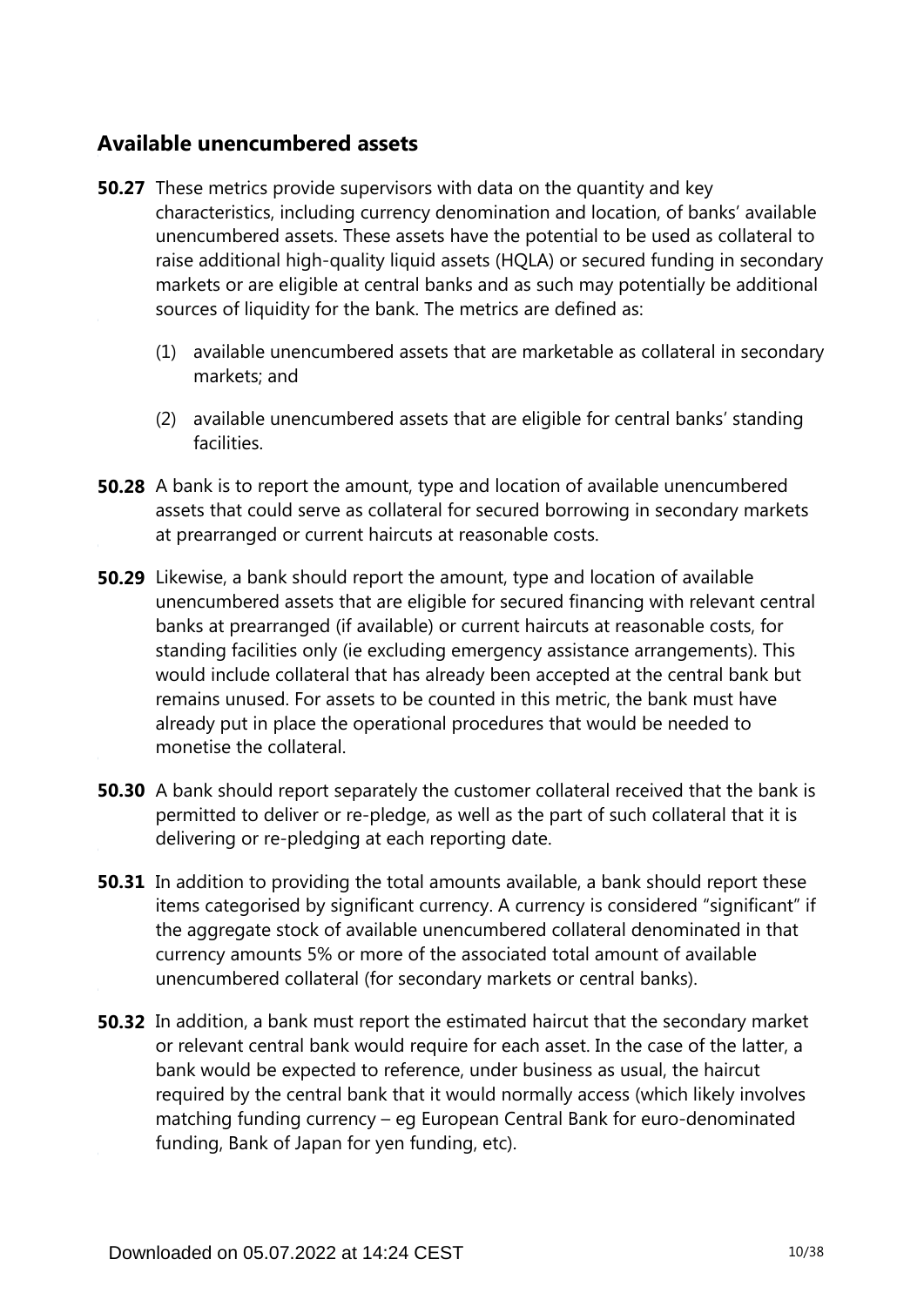## Available unencumbered assets

**50.27** These metrics provide supervisors with data on the quantity and key characteristics, including currency denomination and location, of banks' available unencumbered assets. These assets have the potential to be used as collateral to raise additional high-quality liquid assets (HQLA) or secured funding in secondary markets or are eligible at central banks and as such may potentially be additional sources of liquidity for the bank. The metrics are defined as:

(1) available unencumbered assets that are marketable as collateral in secondary markets; and

(2) available unencumbered assets that are eligible for central banks' standing facilities.

**50.28** A bank is to report the amount, type and location of available unencumbered assets that could serve as collateral for secured borrowing in secondary markets at prearranged or current haircuts at reasonable costs.

**50.29** Likewise, a bank should report the amount, type and location of available unencumbered assets that are eligible for secured financing with relevant central banks at prearranged (if available) or current haircuts at reasonable costs, for standing facilities only (ie excluding emergency assistance arrangements). This would include collateral that has already been accepted at the central bank but remains unused. For assets to be counted in this metric, the bank must have already put in place the operational procedures that would be needed to monetise the collateral.

**50.30** A bank should report separately the customer collateral received that the bank is permitted to deliver or re-pledge, as well as the part of such collateral that it is delivering or re-pledging at each reporting date.

**50.31** In addition to providing the total amounts available, a bank should report these items categorised by significant currency. A currency is considered "significant" if the aggregate stock of available unencumbered collateral denominated in that currency amounts 5% or more of the associated total amount of available unencumbered collateral (for secondary markets or central banks).

**50.32** In addition, a bank must report the estimated haircut that the secondary market or relevant central bank would require for each asset. In the case of the latter, a bank would be expected to reference, under business as usual, the haircut required by the central bank that it would normally access (which likely involves matching funding currency – eg European Central Bank for euro-denominated funding, Bank of Japan for yen funding, etc).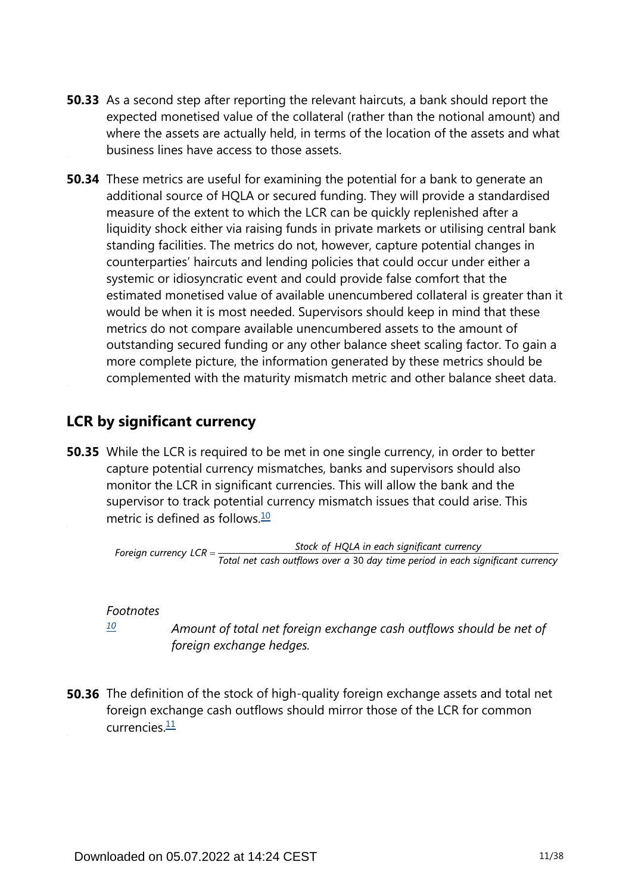**50.33** As a second step after reporting the relevant haircuts, a bank should report the expected monetised value of the collateral (rather than the notional amount) and where the assets are actually held, in terms of the location of the assets and what business lines have access to those assets.

**50.34** These metrics are useful for examining the potential for a bank to generate an additional source of HQLA or secured funding. They will provide a standardised measure of the extent to which the LCR can be quickly replenished after a liquidity shock either via raising funds in private markets or utilising central bank standing facilities. The metrics do not, however, capture potential changes in counterparties' haircuts and lending policies that could occur under either a systemic or idiosyncratic event and could provide false comfort that the estimated monetised value of available unencumbered collateral is greater than it would be when it is most needed. Supervisors should keep in mind that these metrics do not compare available unencumbered assets to the amount of outstanding secured funding or any other balance sheet scaling factor. To gain a more complete picture, the information generated by these metrics should be complemented with the maturity mismatch metric and other balance sheet data.

## LCR by significant currency

**50.35** While the LCR is required to be met in one single currency, in order to better capture potential currency mismatches, banks and supervisors should also monitor the LCR in significant currencies. This will allow the bank and the supervisor to track potential currency mismatch issues that could arise. This metric is defined as follows.[10]

$$\text{Foreign currency LCR} = \frac{\text{Stock of HQLA in each significant currency}}{\text{Total net cash outflows over a 30 day time period in each significant currency}}$$

*Footnotes*

[10] *Amount of total net foreign exchange cash outflows should be net of foreign exchange hedges.*

**50.36** The definition of the stock of high-quality foreign exchange assets and total net foreign exchange cash outflows should mirror those of the LCR for common currencies.[11]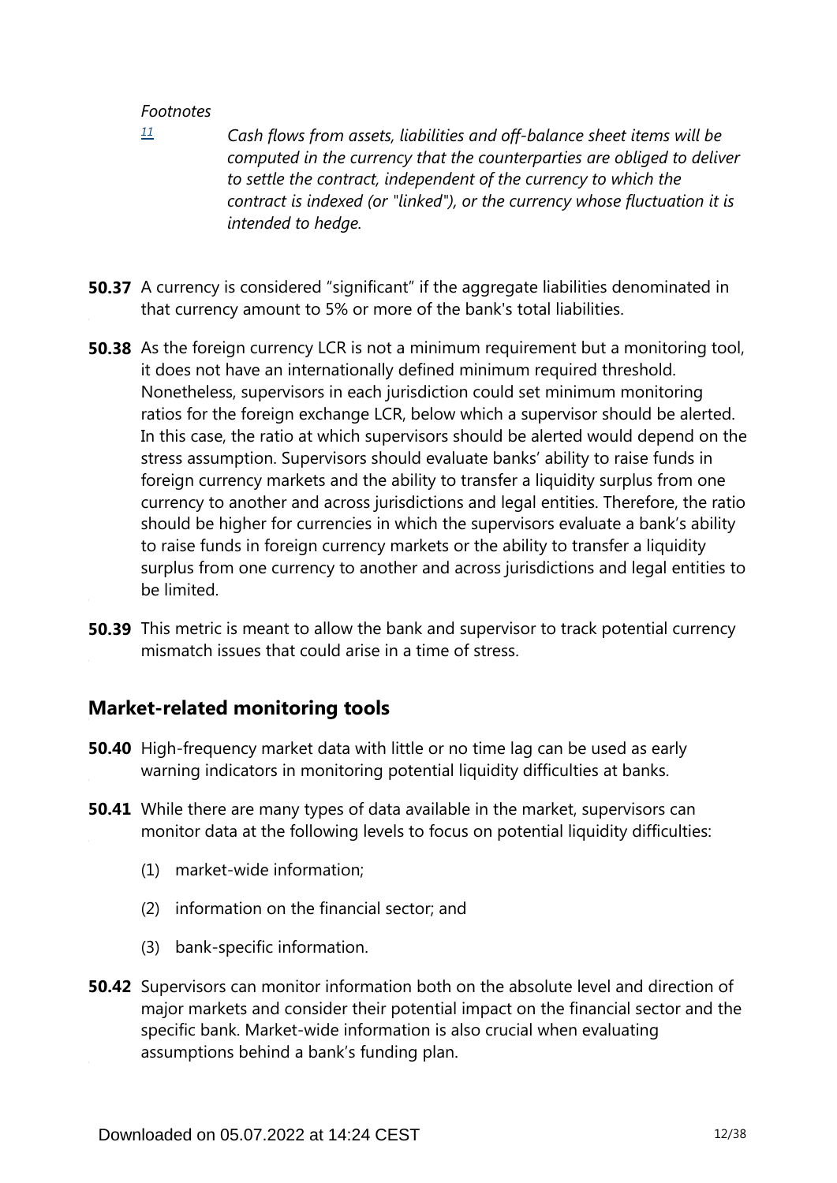*Footnotes*

[11] *Cash flows from assets, liabilities and off-balance sheet items will be computed in the currency that the counterparties are obliged to deliver to settle the contract, independent of the currency to which the contract is indexed (or "linked"), or the currency whose fluctuation it is intended to hedge.*

**50.37** A currency is considered "significant" if the aggregate liabilities denominated in that currency amount to 5% or more of the bank's total liabilities.

**50.38** As the foreign currency LCR is not a minimum requirement but a monitoring tool, it does not have an internationally defined minimum required threshold. Nonetheless, supervisors in each jurisdiction could set minimum monitoring ratios for the foreign exchange LCR, below which a supervisor should be alerted. In this case, the ratio at which supervisors should be alerted would depend on the stress assumption. Supervisors should evaluate banks' ability to raise funds in foreign currency markets and the ability to transfer a liquidity surplus from one currency to another and across jurisdictions and legal entities. Therefore, the ratio should be higher for currencies in which the supervisors evaluate a bank's ability to raise funds in foreign currency markets or the ability to transfer a liquidity surplus from one currency to another and across jurisdictions and legal entities to be limited.

**50.39** This metric is meant to allow the bank and supervisor to track potential currency mismatch issues that could arise in a time of stress.

## Market-related monitoring tools

**50.40** High-frequency market data with little or no time lag can be used as early warning indicators in monitoring potential liquidity difficulties at banks.

**50.41** While there are many types of data available in the market, supervisors can monitor data at the following levels to focus on potential liquidity difficulties:

(1) market-wide information;

(2) information on the financial sector; and

(3) bank-specific information.

**50.42** Supervisors can monitor information both on the absolute level and direction of major markets and consider their potential impact on the financial sector and the specific bank. Market-wide information is also crucial when evaluating assumptions behind a bank's funding plan.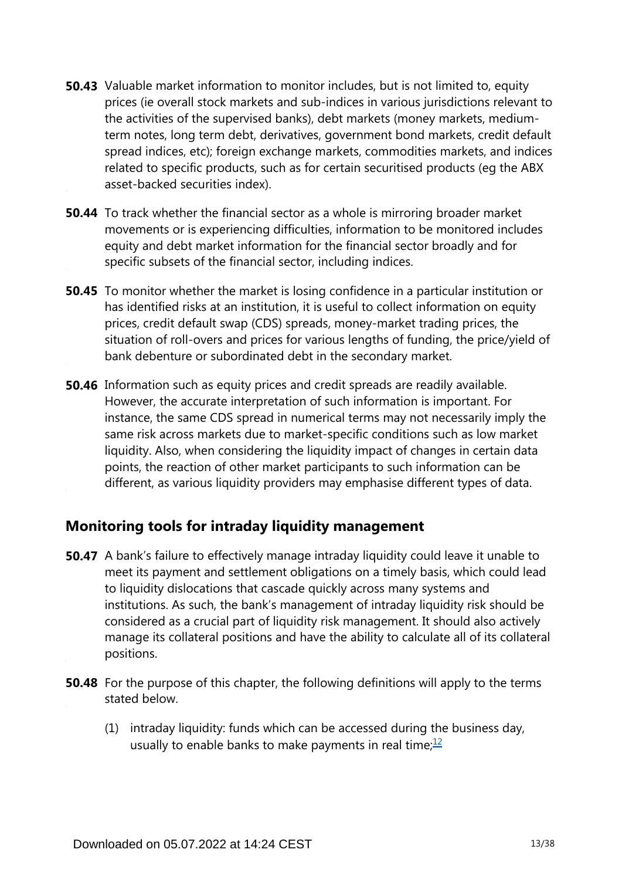**50.43** Valuable market information to monitor includes, but is not limited to, equity prices (ie overall stock markets and sub-indices in various jurisdictions relevant to the activities of the supervised banks), debt markets (money markets, medium-term notes, long term debt, derivatives, government bond markets, credit default spread indices, etc); foreign exchange markets, commodities markets, and indices related to specific products, such as for certain securitised products (eg the ABX asset-backed securities index).

**50.44** To track whether the financial sector as a whole is mirroring broader market movements or is experiencing difficulties, information to be monitored includes equity and debt market information for the financial sector broadly and for specific subsets of the financial sector, including indices.

**50.45** To monitor whether the market is losing confidence in a particular institution or has identified risks at an institution, it is useful to collect information on equity prices, credit default swap (CDS) spreads, money-market trading prices, the situation of roll-overs and prices for various lengths of funding, the price/yield of bank debenture or subordinated debt in the secondary market.

**50.46** Information such as equity prices and credit spreads are readily available. However, the accurate interpretation of such information is important. For instance, the same CDS spread in numerical terms may not necessarily imply the same risk across markets due to market-specific conditions such as low market liquidity. Also, when considering the liquidity impact of changes in certain data points, the reaction of other market participants to such information can be different, as various liquidity providers may emphasise different types of data.

## Monitoring tools for intraday liquidity management

**50.47** A bank's failure to effectively manage intraday liquidity could leave it unable to meet its payment and settlement obligations on a timely basis, which could lead to liquidity dislocations that cascade quickly across many systems and institutions. As such, the bank's management of intraday liquidity risk should be considered as a crucial part of liquidity risk management. It should also actively manage its collateral positions and have the ability to calculate all of its collateral positions.

**50.48** For the purpose of this chapter, the following definitions will apply to the terms stated below.

(1) intraday liquidity: funds which can be accessed during the business day, usually to enable banks to make payments in real time;[12]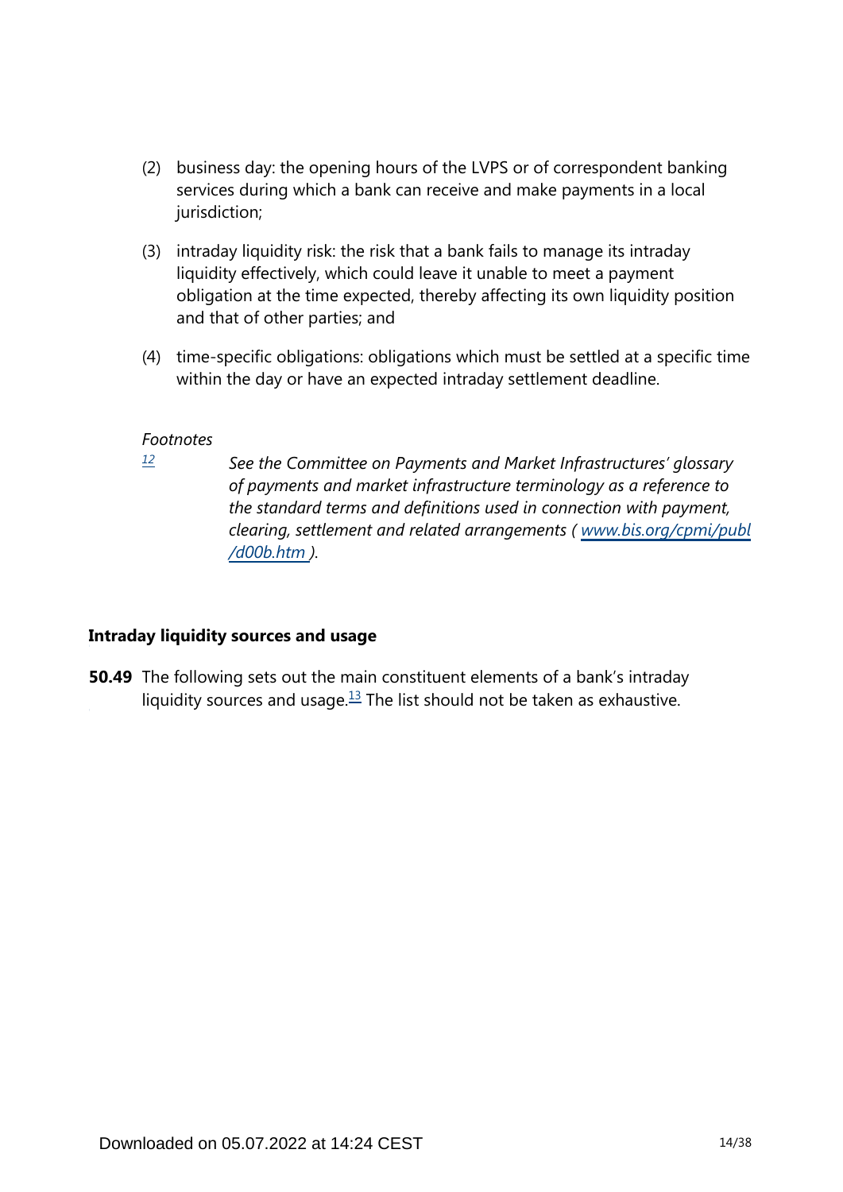(2) business day: the opening hours of the LVPS or of correspondent banking services during which a bank can receive and make payments in a local jurisdiction;

(3) intraday liquidity risk: the risk that a bank fails to manage its intraday liquidity effectively, which could leave it unable to meet a payment obligation at the time expected, thereby affecting its own liquidity position and that of other parties; and

(4) time-specific obligations: obligations which must be settled at a specific time within the day or have an expected intraday settlement deadline.

*Footnotes*

[12] *See the Committee on Payments and Market Infrastructures' glossary of payments and market infrastructure terminology as a reference to the standard terms and definitions used in connection with payment, clearing, settlement and related arrangements ( www.bis.org/cpmi/publ/d00b.htm ).*

### Intraday liquidity sources and usage

**50.49** The following sets out the main constituent elements of a bank's intraday liquidity sources and usage.[13] The list should not be taken as exhaustive.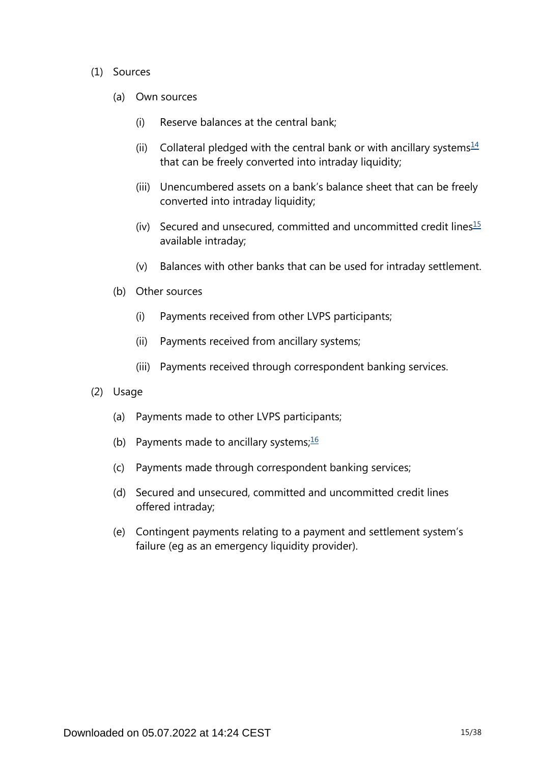(1) Sources

(a) Own sources

(i) Reserve balances at the central bank;

(ii) Collateral pledged with the central bank or with ancillary systems[14] that can be freely converted into intraday liquidity;

(iii) Unencumbered assets on a bank's balance sheet that can be freely converted into intraday liquidity;

(iv) Secured and unsecured, committed and uncommitted credit lines[15] available intraday;

(v) Balances with other banks that can be used for intraday settlement.

(b) Other sources

(i) Payments received from other LVPS participants;

(ii) Payments received from ancillary systems;

(iii) Payments received through correspondent banking services.

(2) Usage

(a) Payments made to other LVPS participants;

(b) Payments made to ancillary systems;[16]

(c) Payments made through correspondent banking services;

(d) Secured and unsecured, committed and uncommitted credit lines offered intraday;

(e) Contingent payments relating to a payment and settlement system's failure (eg as an emergency liquidity provider).

Downloaded on 05.07.2022 at 14:24 CEST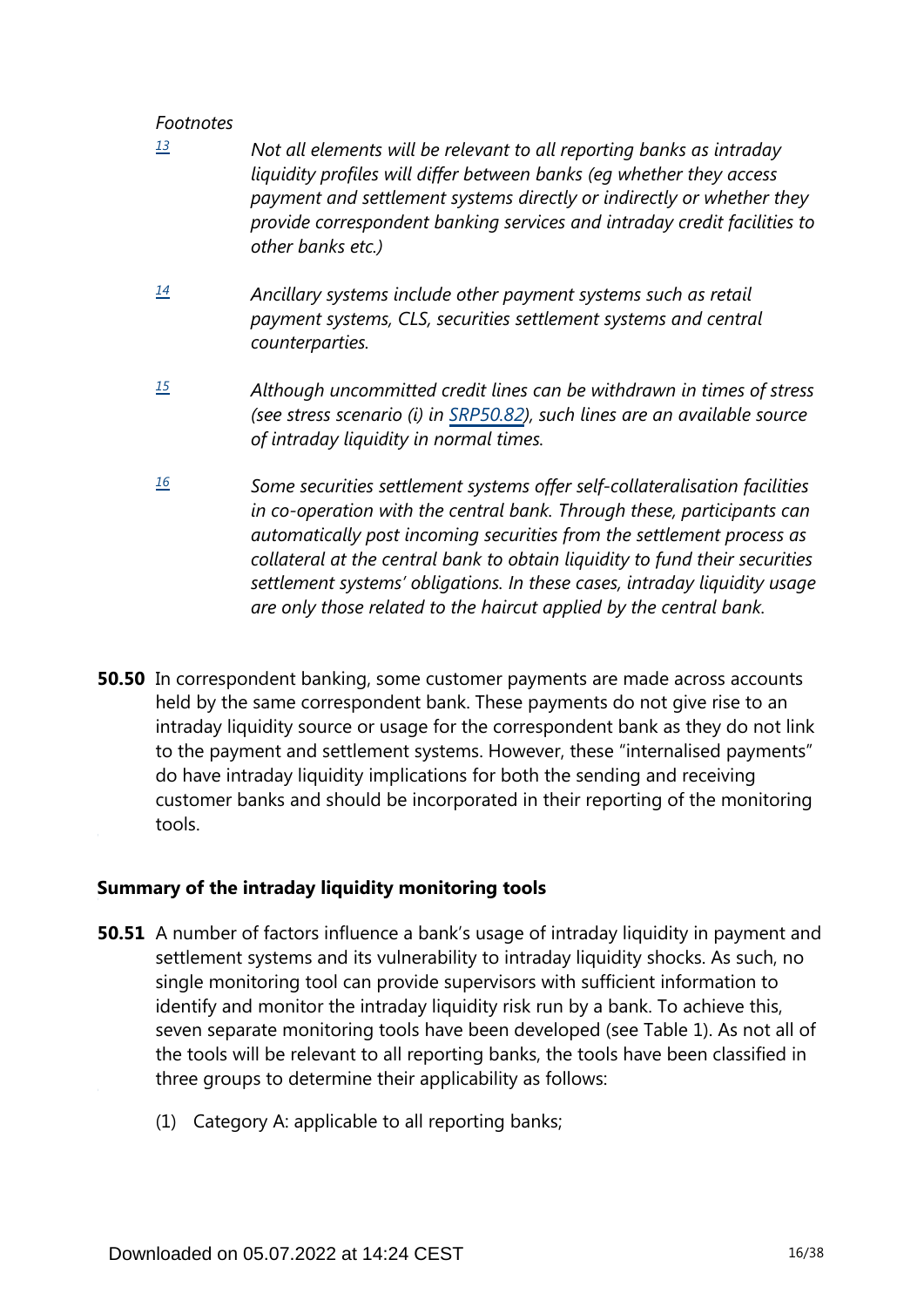*Footnotes*

[13] *Not all elements will be relevant to all reporting banks as intraday liquidity profiles will differ between banks (eg whether they access payment and settlement systems directly or indirectly or whether they provide correspondent banking services and intraday credit facilities to other banks etc.)*

[14] *Ancillary systems include other payment systems such as retail payment systems, CLS, securities settlement systems and central counterparties.*

[15] *Although uncommitted credit lines can be withdrawn in times of stress (see stress scenario (i) in SRP50.82), such lines are an available source of intraday liquidity in normal times.*

[16] *Some securities settlement systems offer self-collateralisation facilities in co-operation with the central bank. Through these, participants can automatically post incoming securities from the settlement process as collateral at the central bank to obtain liquidity to fund their securities settlement systems' obligations. In these cases, intraday liquidity usage are only those related to the haircut applied by the central bank.*

**50.50** In correspondent banking, some customer payments are made across accounts held by the same correspondent bank. These payments do not give rise to an intraday liquidity source or usage for the correspondent bank as they do not link to the payment and settlement systems. However, these "internalised payments" do have intraday liquidity implications for both the sending and receiving customer banks and should be incorporated in their reporting of the monitoring tools.

### Summary of the intraday liquidity monitoring tools

**50.51** A number of factors influence a bank's usage of intraday liquidity in payment and settlement systems and its vulnerability to intraday liquidity shocks. As such, no single monitoring tool can provide supervisors with sufficient information to identify and monitor the intraday liquidity risk run by a bank. To achieve this, seven separate monitoring tools have been developed (see Table 1). As not all of the tools will be relevant to all reporting banks, the tools have been classified in three groups to determine their applicability as follows:

(1) Category A: applicable to all reporting banks;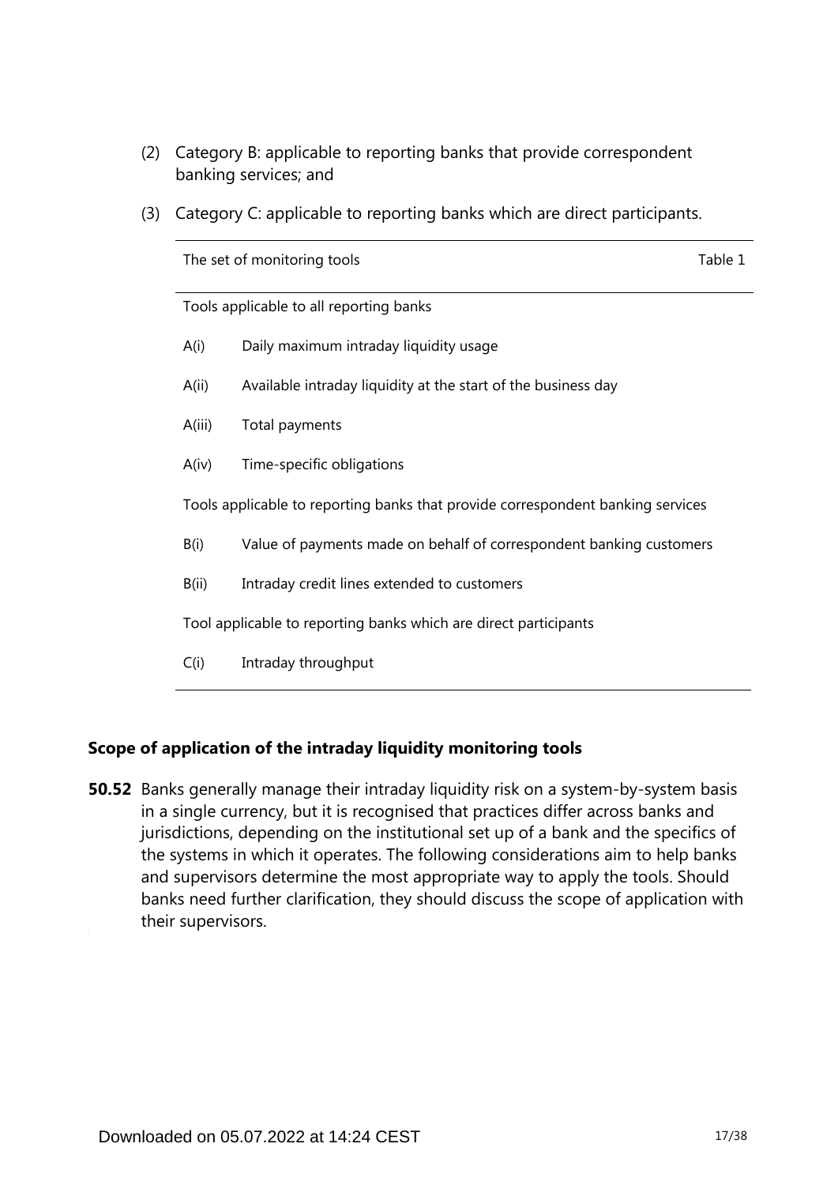(2) Category B: applicable to reporting banks that provide correspondent banking services; and

(3) Category C: applicable to reporting banks which are direct participants.

| The set of monitoring tools | Table 1 |
|---|---|
| **Tools applicable to all reporting banks** | |
| A(i) | Daily maximum intraday liquidity usage |
| A(ii) | Available intraday liquidity at the start of the business day |
| A(iii) | Total payments |
| A(iv) | Time-specific obligations |
| **Tools applicable to reporting banks that provide correspondent banking services** | |
| B(i) | Value of payments made on behalf of correspondent banking customers |
| B(ii) | Intraday credit lines extended to customers |
| **Tool applicable to reporting banks which are direct participants** | |
| C(i) | Intraday throughput |

### Scope of application of the intraday liquidity monitoring tools

**50.52** Banks generally manage their intraday liquidity risk on a system-by-system basis in a single currency, but it is recognised that practices differ across banks and jurisdictions, depending on the institutional set up of a bank and the specifics of the systems in which it operates. The following considerations aim to help banks and supervisors determine the most appropriate way to apply the tools. Should banks need further clarification, they should discuss the scope of application with their supervisors.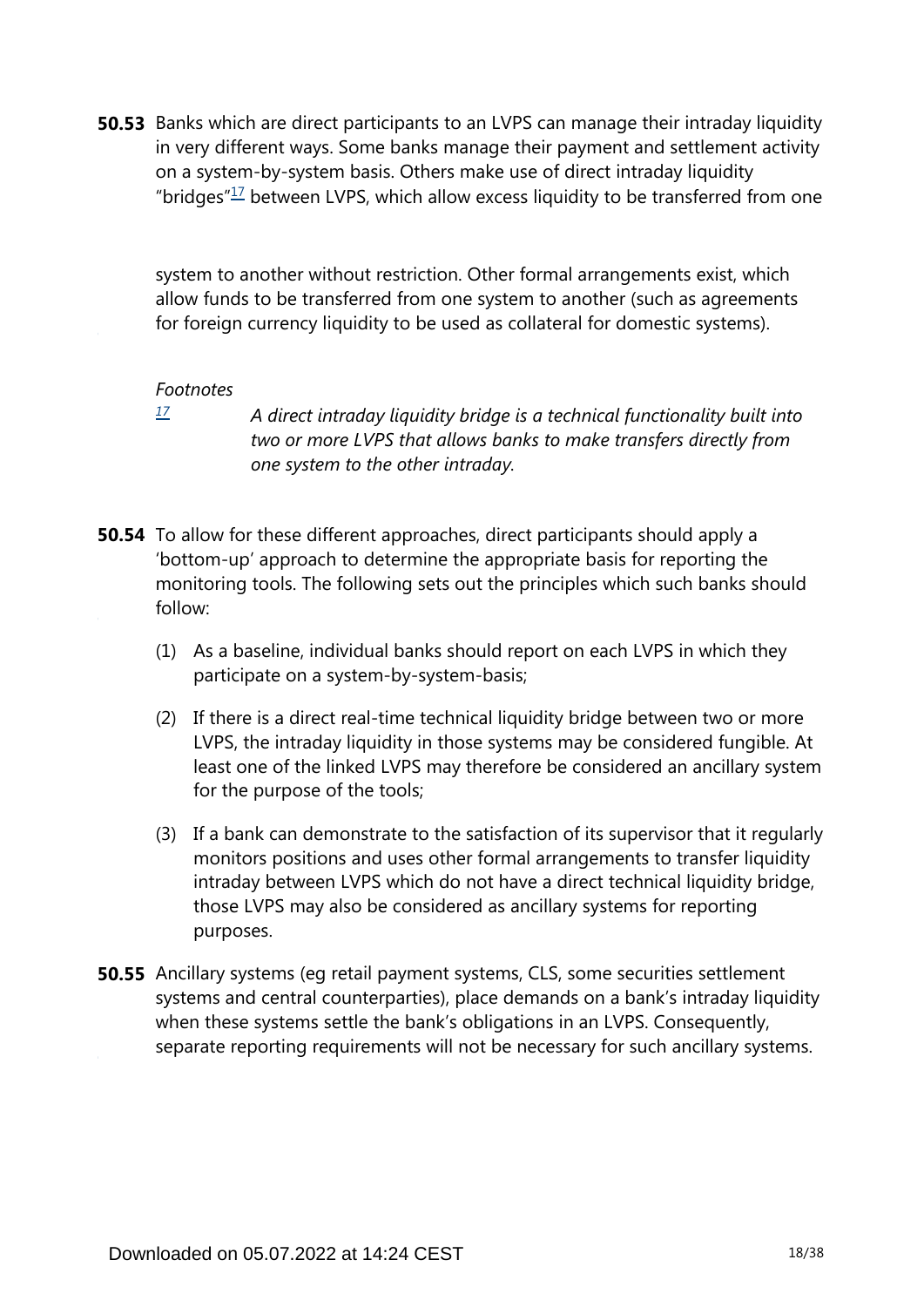**50.53** Banks which are direct participants to an LVPS can manage their intraday liquidity in very different ways. Some banks manage their payment and settlement activity on a system-by-system basis. Others make use of direct intraday liquidity "bridges"[17] between LVPS, which allow excess liquidity to be transferred from one system to another without restriction. Other formal arrangements exist, which allow funds to be transferred from one system to another (such as agreements for foreign currency liquidity to be used as collateral for domestic systems).

*Footnotes*

[17] *A direct intraday liquidity bridge is a technical functionality built into two or more LVPS that allows banks to make transfers directly from one system to the other intraday.*

**50.54** To allow for these different approaches, direct participants should apply a 'bottom-up' approach to determine the appropriate basis for reporting the monitoring tools. The following sets out the principles which such banks should follow:

(1) As a baseline, individual banks should report on each LVPS in which they participate on a system-by-system-basis;

(2) If there is a direct real-time technical liquidity bridge between two or more LVPS, the intraday liquidity in those systems may be considered fungible. At least one of the linked LVPS may therefore be considered an ancillary system for the purpose of the tools;

(3) If a bank can demonstrate to the satisfaction of its supervisor that it regularly monitors positions and uses other formal arrangements to transfer liquidity intraday between LVPS which do not have a direct technical liquidity bridge, those LVPS may also be considered as ancillary systems for reporting purposes.

**50.55** Ancillary systems (eg retail payment systems, CLS, some securities settlement systems and central counterparties), place demands on a bank's intraday liquidity when these systems settle the bank's obligations in an LVPS. Consequently, separate reporting requirements will not be necessary for such ancillary systems.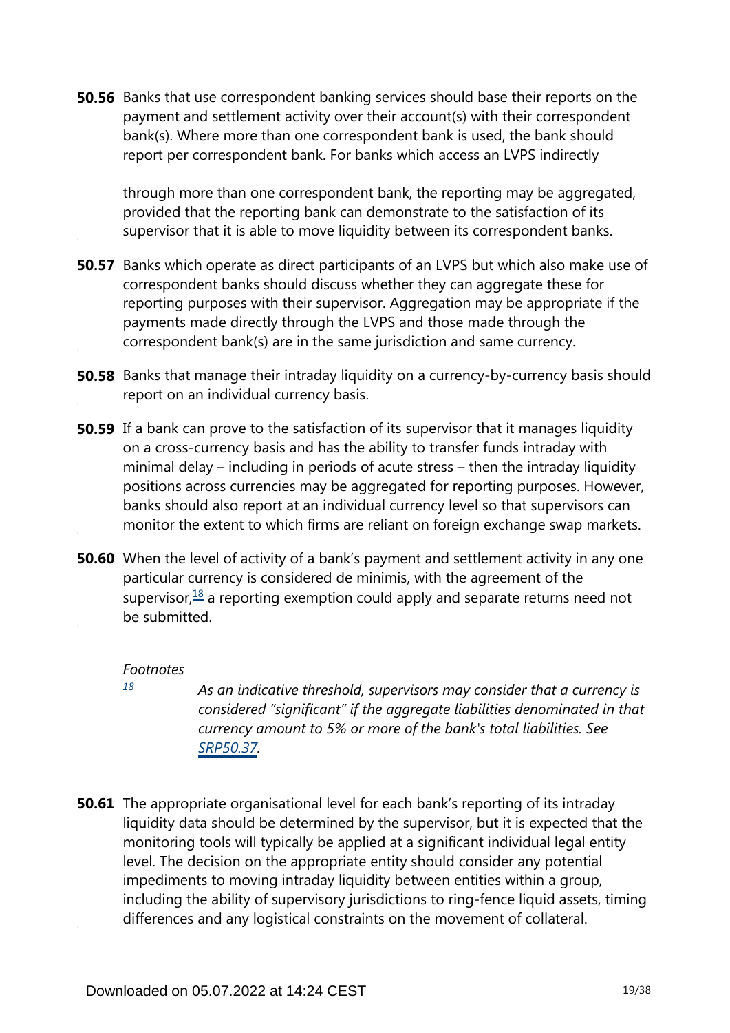**50.56** Banks that use correspondent banking services should base their reports on the payment and settlement activity over their account(s) with their correspondent bank(s). Where more than one correspondent bank is used, the bank should report per correspondent bank. For banks which access an LVPS indirectly through more than one correspondent bank, the reporting may be aggregated, provided that the reporting bank can demonstrate to the satisfaction of its supervisor that it is able to move liquidity between its correspondent banks.

**50.57** Banks which operate as direct participants of an LVPS but which also make use of correspondent banks should discuss whether they can aggregate these for reporting purposes with their supervisor. Aggregation may be appropriate if the payments made directly through the LVPS and those made through the correspondent bank(s) are in the same jurisdiction and same currency.

**50.58** Banks that manage their intraday liquidity on a currency-by-currency basis should report on an individual currency basis.

**50.59** If a bank can prove to the satisfaction of its supervisor that it manages liquidity on a cross-currency basis and has the ability to transfer funds intraday with minimal delay – including in periods of acute stress – then the intraday liquidity positions across currencies may be aggregated for reporting purposes. However, banks should also report at an individual currency level so that supervisors can monitor the extent to which firms are reliant on foreign exchange swap markets.

**50.60** When the level of activity of a bank's payment and settlement activity in any one particular currency is considered de minimis, with the agreement of the supervisor,[18] a reporting exemption could apply and separate returns need not be submitted.

*Footnotes*

[18] *As an indicative threshold, supervisors may consider that a currency is considered "significant" if the aggregate liabilities denominated in that currency amount to 5% or more of the bank's total liabilities. See SRP50.37.*

**50.61** The appropriate organisational level for each bank's reporting of its intraday liquidity data should be determined by the supervisor, but it is expected that the monitoring tools will typically be applied at a significant individual legal entity level. The decision on the appropriate entity should consider any potential impediments to moving intraday liquidity between entities within a group, including the ability of supervisory jurisdictions to ring-fence liquid assets, timing differences and any logistical constraints on the movement of collateral.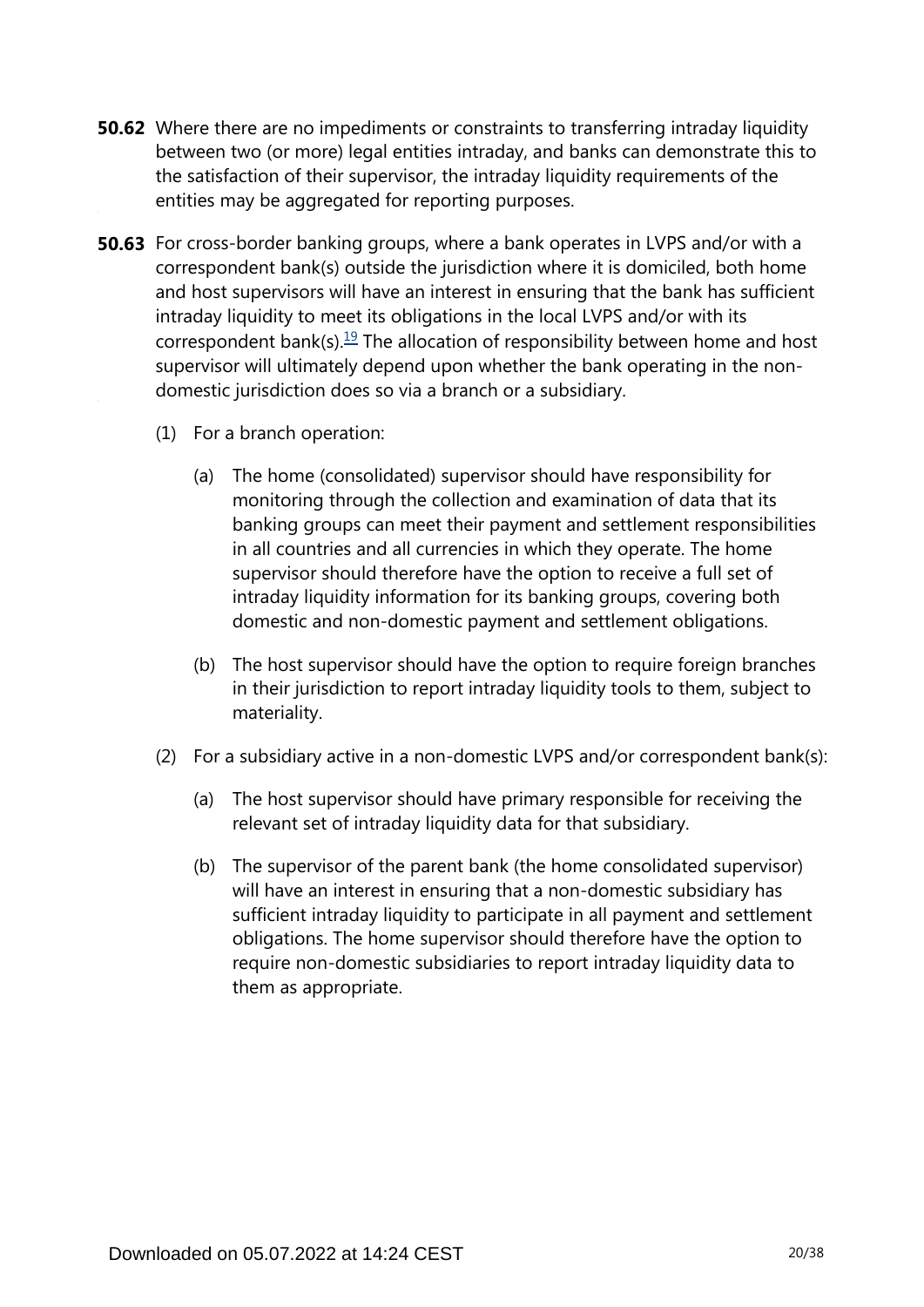**50.62** Where there are no impediments or constraints to transferring intraday liquidity between two (or more) legal entities intraday, and banks can demonstrate this to the satisfaction of their supervisor, the intraday liquidity requirements of the entities may be aggregated for reporting purposes.

**50.63** For cross-border banking groups, where a bank operates in LVPS and/or with a correspondent bank(s) outside the jurisdiction where it is domiciled, both home and host supervisors will have an interest in ensuring that the bank has sufficient intraday liquidity to meet its obligations in the local LVPS and/or with its correspondent bank(s).[19] The allocation of responsibility between home and host supervisor will ultimately depend upon whether the bank operating in the non-domestic jurisdiction does so via a branch or a subsidiary.

(1) For a branch operation:

(a) The home (consolidated) supervisor should have responsibility for monitoring through the collection and examination of data that its banking groups can meet their payment and settlement responsibilities in all countries and all currencies in which they operate. The home supervisor should therefore have the option to receive a full set of intraday liquidity information for its banking groups, covering both domestic and non-domestic payment and settlement obligations.

(b) The host supervisor should have the option to require foreign branches in their jurisdiction to report intraday liquidity tools to them, subject to materiality.

(2) For a subsidiary active in a non-domestic LVPS and/or correspondent bank(s):

(a) The host supervisor should have primary responsible for receiving the relevant set of intraday liquidity data for that subsidiary.

(b) The supervisor of the parent bank (the home consolidated supervisor) will have an interest in ensuring that a non-domestic subsidiary has sufficient intraday liquidity to participate in all payment and settlement obligations. The home supervisor should therefore have the option to require non-domestic subsidiaries to report intraday liquidity data to them as appropriate.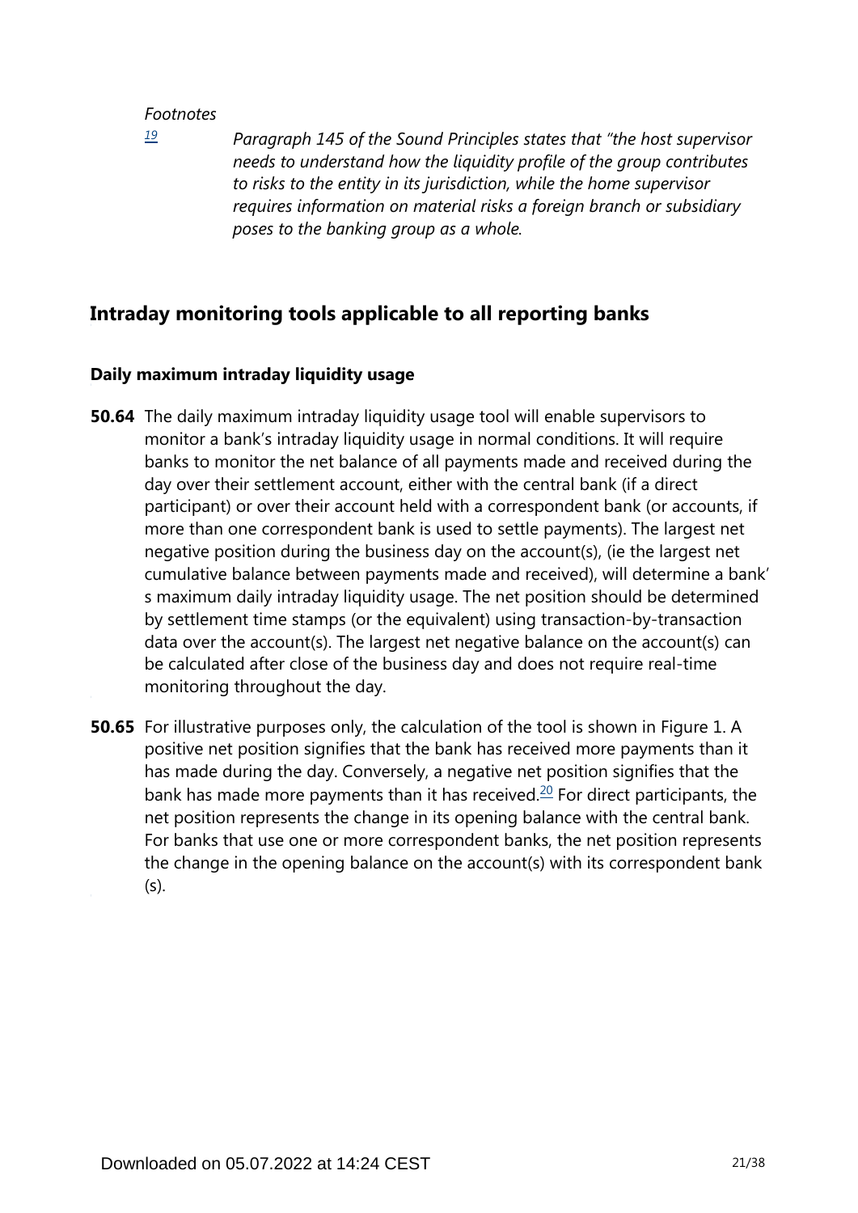*Footnotes*

[19] *Paragraph 145 of the Sound Principles states that "the host supervisor needs to understand how the liquidity profile of the group contributes to risks to the entity in its jurisdiction, while the home supervisor requires information on material risks a foreign branch or subsidiary poses to the banking group as a whole.*

## Intraday monitoring tools applicable to all reporting banks

### Daily maximum intraday liquidity usage

**50.64** The daily maximum intraday liquidity usage tool will enable supervisors to monitor a bank's intraday liquidity usage in normal conditions. It will require banks to monitor the net balance of all payments made and received during the day over their settlement account, either with the central bank (if a direct participant) or over their account held with a correspondent bank (or accounts, if more than one correspondent bank is used to settle payments). The largest net negative position during the business day on the account(s), (ie the largest net cumulative balance between payments made and received), will determine a bank's maximum daily intraday liquidity usage. The net position should be determined by settlement time stamps (or the equivalent) using transaction-by-transaction data over the account(s). The largest net negative balance on the account(s) can be calculated after close of the business day and does not require real-time monitoring throughout the day.

**50.65** For illustrative purposes only, the calculation of the tool is shown in Figure 1. A positive net position signifies that the bank has received more payments than it has made during the day. Conversely, a negative net position signifies that the bank has made more payments than it has received.[20] For direct participants, the net position represents the change in its opening balance with the central bank. For banks that use one or more correspondent banks, the net position represents the change in the opening balance on the account(s) with its correspondent bank (s).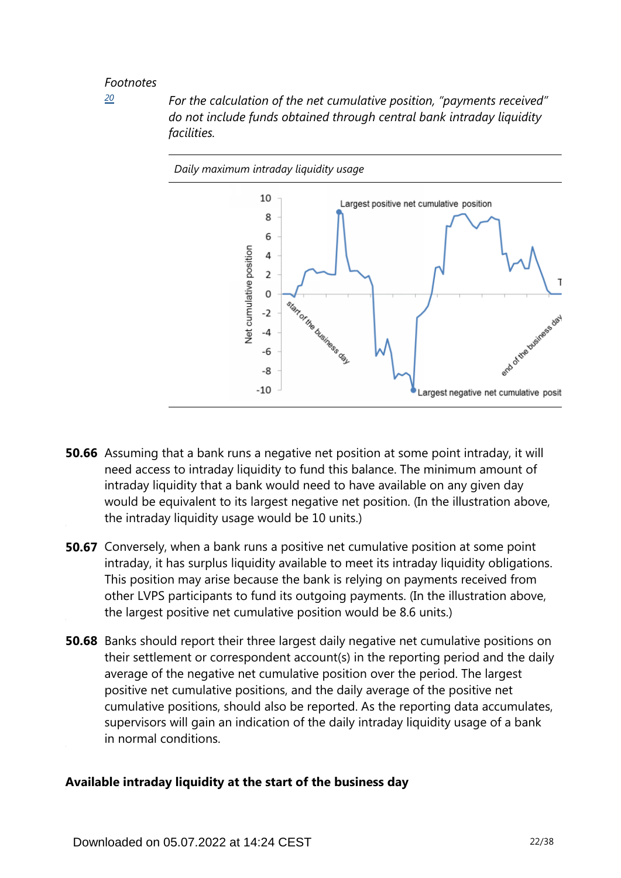*Footnotes*

[20] *For the calculation of the net cumulative position, "payments received" do not include funds obtained through central bank intraday liquidity facilities.*

*Daily maximum intraday liquidity usage*

**50.66** Assuming that a bank runs a negative net position at some point intraday, it will need access to intraday liquidity to fund this balance. The minimum amount of intraday liquidity that a bank would need to have available on any given day would be equivalent to its largest negative net position. (In the illustration above, the intraday liquidity usage would be 10 units.)

**50.67** Conversely, when a bank runs a positive net cumulative position at some point intraday, it has surplus liquidity available to meet its intraday liquidity obligations. This position may arise because the bank is relying on payments received from other LVPS participants to fund its outgoing payments. (In the illustration above, the largest positive net cumulative position would be 8.6 units.)

**50.68** Banks should report their three largest daily negative net cumulative positions on their settlement or correspondent account(s) in the reporting period and the daily average of the negative net cumulative position over the period. The largest positive net cumulative positions, and the daily average of the positive net cumulative positions, should also be reported. As the reporting data accumulates, supervisors will gain an indication of the daily intraday liquidity usage of a bank in normal conditions.

### Available intraday liquidity at the start of the business day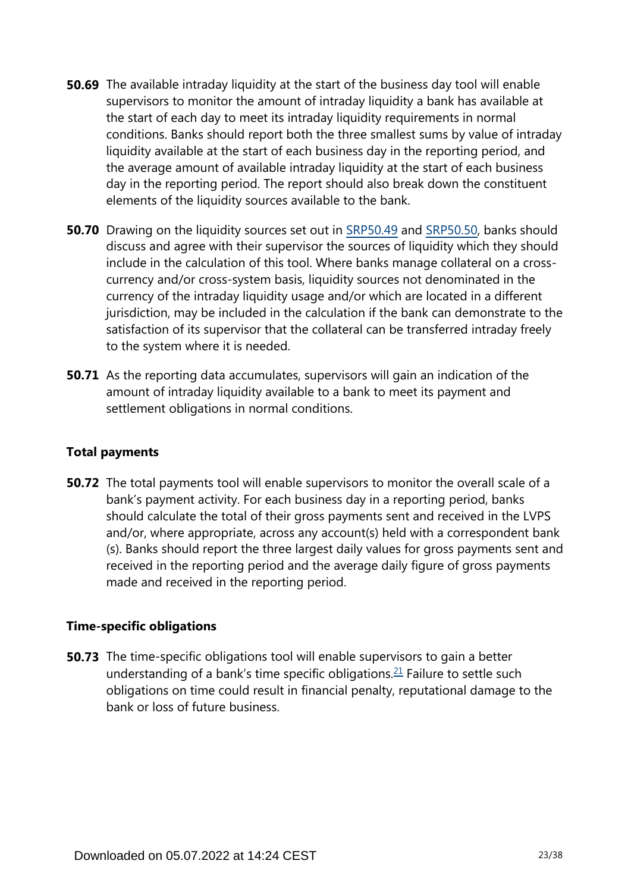**50.69** The available intraday liquidity at the start of the business day tool will enable supervisors to monitor the amount of intraday liquidity a bank has available at the start of each day to meet its intraday liquidity requirements in normal conditions. Banks should report both the three smallest sums by value of intraday liquidity available at the start of each business day in the reporting period, and the average amount of available intraday liquidity at the start of each business day in the reporting period. The report should also break down the constituent elements of the liquidity sources available to the bank.

**50.70** Drawing on the liquidity sources set out in SRP50.49 and SRP50.50, banks should discuss and agree with their supervisor the sources of liquidity which they should include in the calculation of this tool. Where banks manage collateral on a cross-currency and/or cross-system basis, liquidity sources not denominated in the currency of the intraday liquidity usage and/or which are located in a different jurisdiction, may be included in the calculation if the bank can demonstrate to the satisfaction of its supervisor that the collateral can be transferred intraday freely to the system where it is needed.

**50.71** As the reporting data accumulates, supervisors will gain an indication of the amount of intraday liquidity available to a bank to meet its payment and settlement obligations in normal conditions.

### Total payments

**50.72** The total payments tool will enable supervisors to monitor the overall scale of a bank's payment activity. For each business day in a reporting period, banks should calculate the total of their gross payments sent and received in the LVPS and/or, where appropriate, across any account(s) held with a correspondent bank (s). Banks should report the three largest daily values for gross payments sent and received in the reporting period and the average daily figure of gross payments made and received in the reporting period.

### Time-specific obligations

**50.73** The time-specific obligations tool will enable supervisors to gain a better understanding of a bank's time specific obligations.[21] Failure to settle such obligations on time could result in financial penalty, reputational damage to the bank or loss of future business.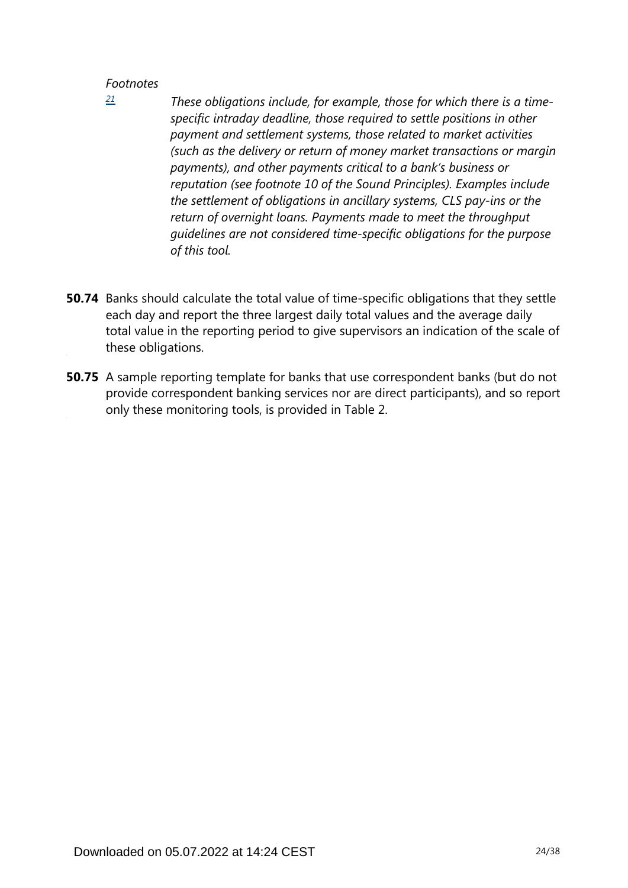*Footnotes*

[21] *These obligations include, for example, those for which there is a time-specific intraday deadline, those required to settle positions in other payment and settlement systems, those related to market activities (such as the delivery or return of money market transactions or margin payments), and other payments critical to a bank's business or reputation (see footnote 10 of the Sound Principles). Examples include the settlement of obligations in ancillary systems, CLS pay-ins or the return of overnight loans. Payments made to meet the throughput guidelines are not considered time-specific obligations for the purpose of this tool.*

**50.74** Banks should calculate the total value of time-specific obligations that they settle each day and report the three largest daily total values and the average daily total value in the reporting period to give supervisors an indication of the scale of these obligations.

**50.75** A sample reporting template for banks that use correspondent banks (but do not provide correspondent banking services nor are direct participants), and so report only these monitoring tools, is provided in Table 2.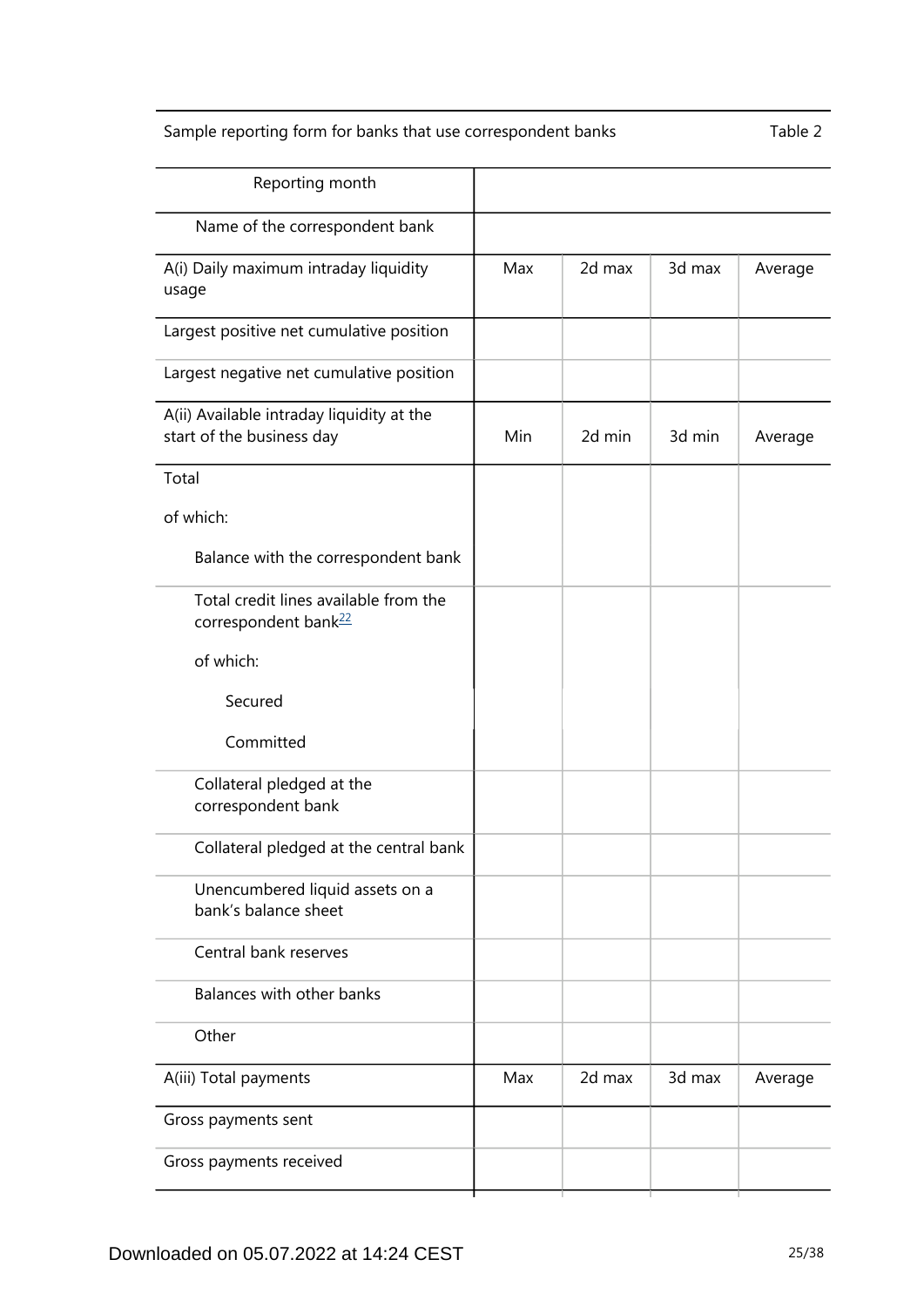Sample reporting form for banks that use correspondent banks — Table 2

| Reporting month | | | | |
|---|---|---|---|---|
| Name of the correspondent bank | | | | |
| A(i) Daily maximum intraday liquidity usage | Max | 2d max | 3d max | Average |
| Largest positive net cumulative position | | | | |
| Largest negative net cumulative position | | | | |
| A(ii) Available intraday liquidity at the start of the business day | Min | 2d min | 3d min | Average |
| Total | | | | |
| of which: | | | | |
| Balance with the correspondent bank | | | | |
| Total credit lines available from the correspondent bank[22] | | | | |
| of which: | | | | |
| Secured | | | | |
| Committed | | | | |
| Collateral pledged at the correspondent bank | | | | |
| Collateral pledged at the central bank | | | | |
| Unencumbered liquid assets on a bank's balance sheet | | | | |
| Central bank reserves | | | | |
| Balances with other banks | | | | |
| Other | | | | |
| A(iii) Total payments | Max | 2d max | 3d max | Average |
| Gross payments sent | | | | |
| Gross payments received | | | | |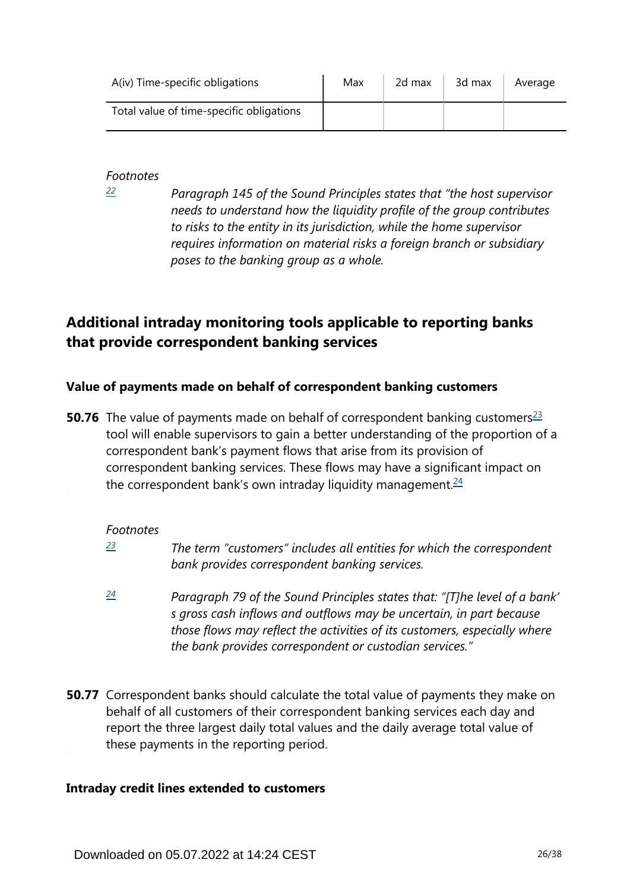| A(iv) Time-specific obligations | Max | 2d max | 3d max | Average |
| --- | --- | --- | --- | --- |
| Total value of time-specific obligations | | | | |

*Footnotes*

[22] *Paragraph 145 of the Sound Principles states that "the host supervisor needs to understand how the liquidity profile of the group contributes to risks to the entity in its jurisdiction, while the home supervisor requires information on material risks a foreign branch or subsidiary poses to the banking group as a whole.*

## Additional intraday monitoring tools applicable to reporting banks that provide correspondent banking services

### Value of payments made on behalf of correspondent banking customers

**50.76** The value of payments made on behalf of correspondent banking customers[23] tool will enable supervisors to gain a better understanding of the proportion of a correspondent bank's payment flows that arise from its provision of correspondent banking services. These flows may have a significant impact on the correspondent bank's own intraday liquidity management.[24]

*Footnotes*

[23] *The term "customers" includes all entities for which the correspondent bank provides correspondent banking services.*

[24] *Paragraph 79 of the Sound Principles states that: "[T]he level of a bank' s gross cash inflows and outflows may be uncertain, in part because those flows may reflect the activities of its customers, especially where the bank provides correspondent or custodian services."*

**50.77** Correspondent banks should calculate the total value of payments they make on behalf of all customers of their correspondent banking services each day and report the three largest daily total values and the daily average total value of these payments in the reporting period.

### Intraday credit lines extended to customers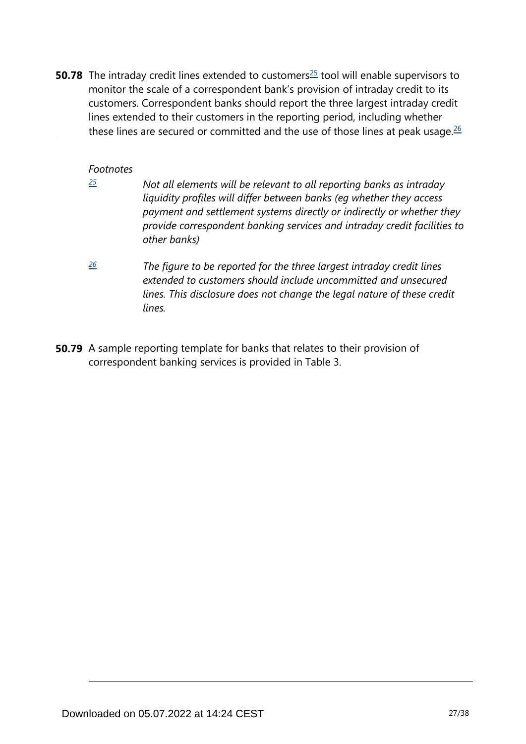**50.78** The intraday credit lines extended to customers[25] tool will enable supervisors to monitor the scale of a correspondent bank's provision of intraday credit to its customers. Correspondent banks should report the three largest intraday credit lines extended to their customers in the reporting period, including whether these lines are secured or committed and the use of those lines at peak usage.[26]

*Footnotes*

[25] *Not all elements will be relevant to all reporting banks as intraday liquidity profiles will differ between banks (eg whether they access payment and settlement systems directly or indirectly or whether they provide correspondent banking services and intraday credit facilities to other banks)*

[26] *The figure to be reported for the three largest intraday credit lines extended to customers should include uncommitted and unsecured lines. This disclosure does not change the legal nature of these credit lines.*

**50.79** A sample reporting template for banks that relates to their provision of correspondent banking services is provided in Table 3.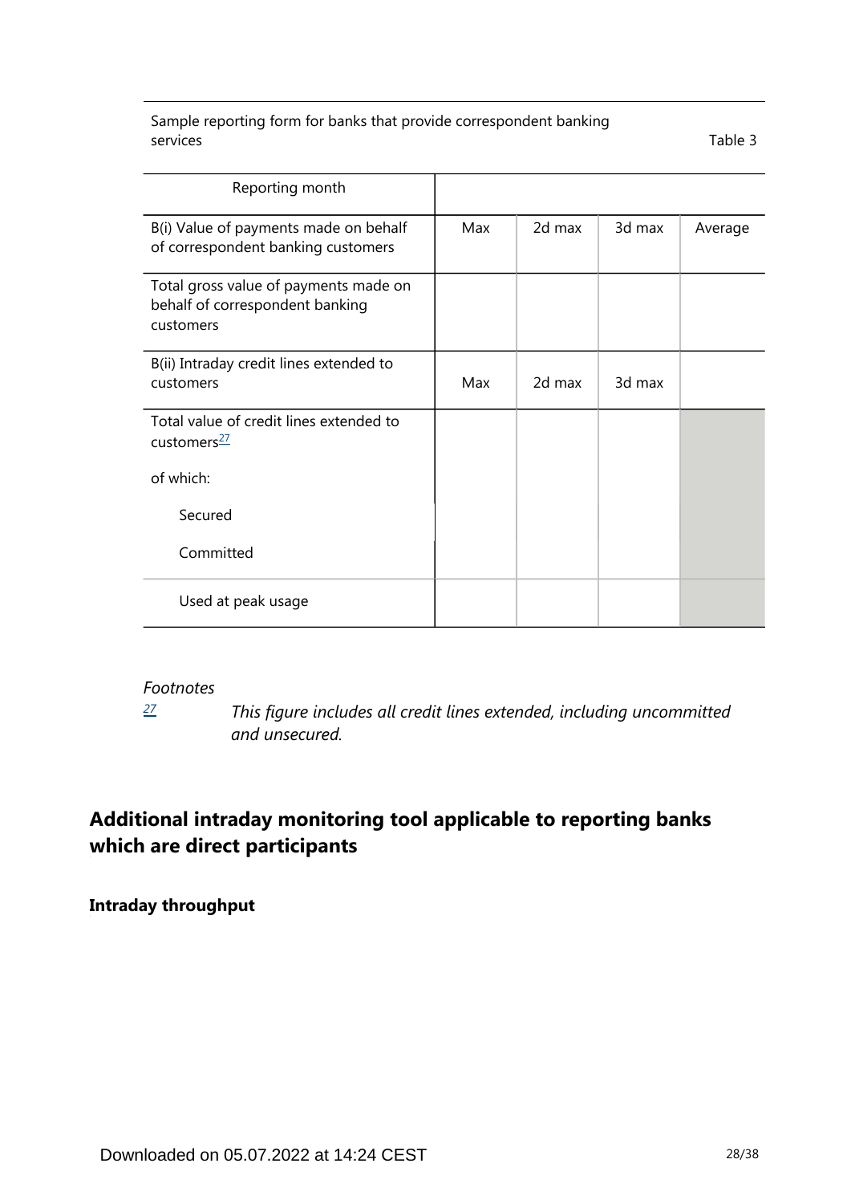Sample reporting form for banks that provide correspondent banking services

Table 3

| Reporting month | | | | |
|---|---|---|---|---|
| B(i) Value of payments made on behalf of correspondent banking customers | Max | 2d max | 3d max | Average |
| Total gross value of payments made on behalf of correspondent banking customers | | | | |
| B(ii) Intraday credit lines extended to customers | Max | 2d max | 3d max | |
| Total value of credit lines extended to customers[27] | | | | |
| of which: | | | | |
| Secured | | | | |
| Committed | | | | |
| Used at peak usage | | | | |

*Footnotes*

[27] *This figure includes all credit lines extended, including uncommitted and unsecured.*

## Additional intraday monitoring tool applicable to reporting banks which are direct participants

**Intraday throughput**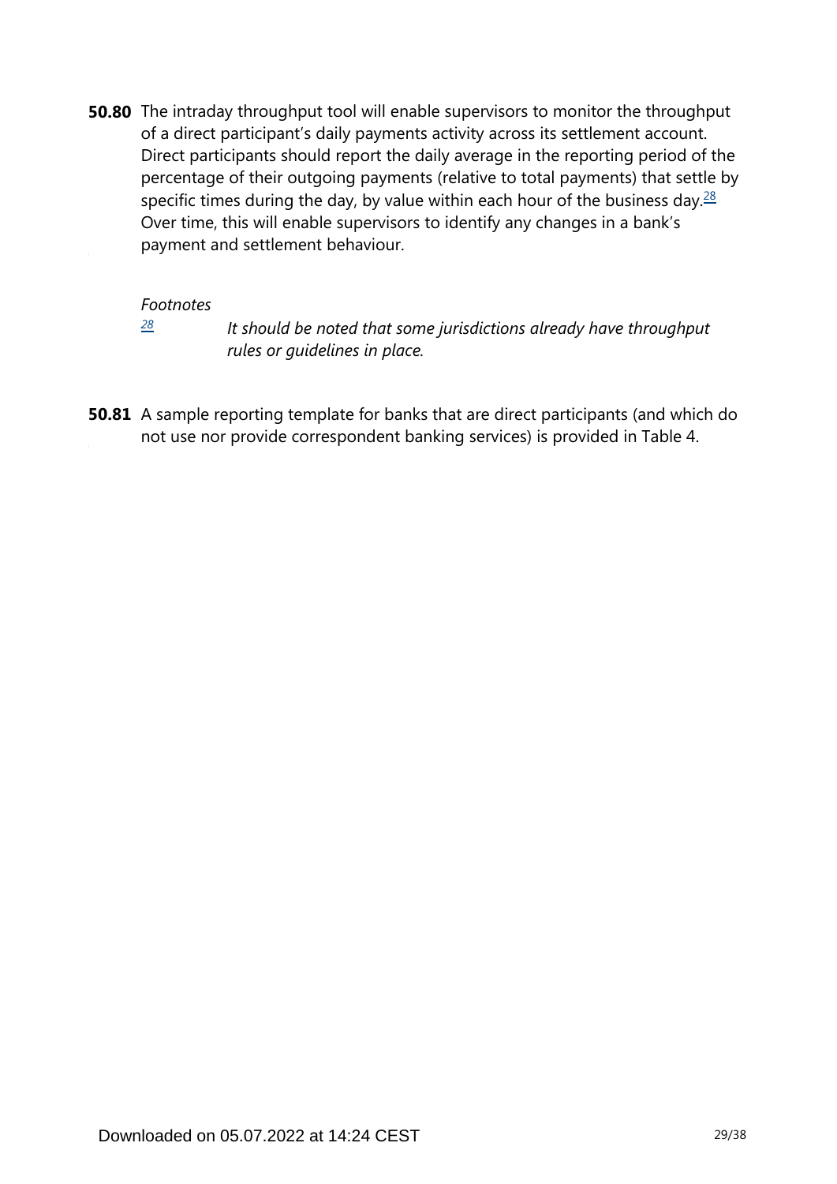**50.80** The intraday throughput tool will enable supervisors to monitor the throughput of a direct participant's daily payments activity across its settlement account. Direct participants should report the daily average in the reporting period of the percentage of their outgoing payments (relative to total payments) that settle by specific times during the day, by value within each hour of the business day.[28] Over time, this will enable supervisors to identify any changes in a bank's payment and settlement behaviour.

*Footnotes*

[28] *It should be noted that some jurisdictions already have throughput rules or guidelines in place.*

**50.81** A sample reporting template for banks that are direct participants (and which do not use nor provide correspondent banking services) is provided in Table 4.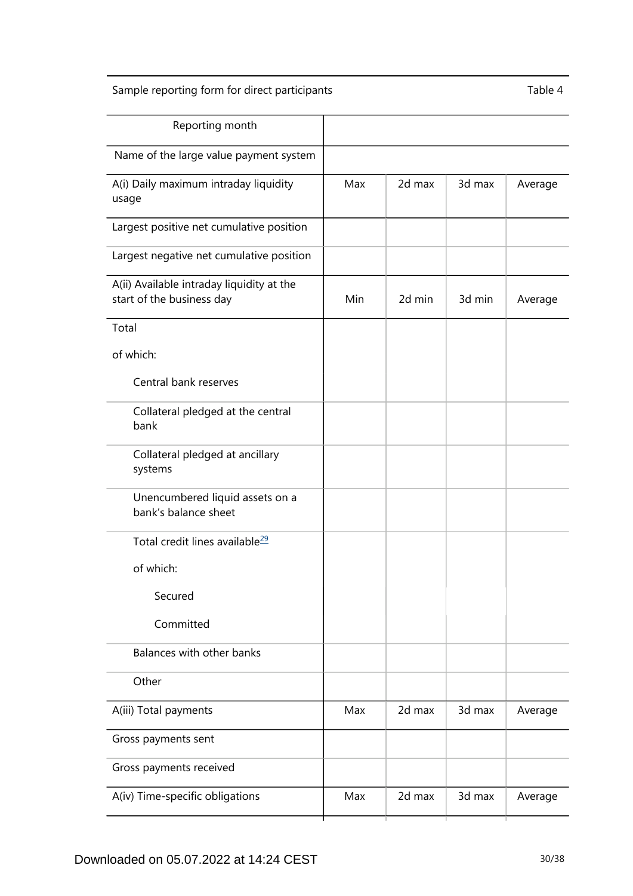Sample reporting form for direct participants — Table 4

| Reporting month | | | | |
|---|---|---|---|---|
| Name of the large value payment system | | | | |
| A(i) Daily maximum intraday liquidity usage | Max | 2d max | 3d max | Average |
| Largest positive net cumulative position | | | | |
| Largest negative net cumulative position | | | | |
| A(ii) Available intraday liquidity at the start of the business day | Min | 2d min | 3d min | Average |
| Total<br>of which:<br>Central bank reserves | | | | |
| Collateral pledged at the central bank | | | | |
| Collateral pledged at ancillary systems | | | | |
| Unencumbered liquid assets on a bank's balance sheet | | | | |
| Total credit lines available[29]<br>of which:<br>Secured<br>Committed | | | | |
| Balances with other banks | | | | |
| Other | | | | |
| A(iii) Total payments | Max | 2d max | 3d max | Average |
| Gross payments sent | | | | |
| Gross payments received | | | | |
| A(iv) Time-specific obligations | Max | 2d max | 3d max | Average |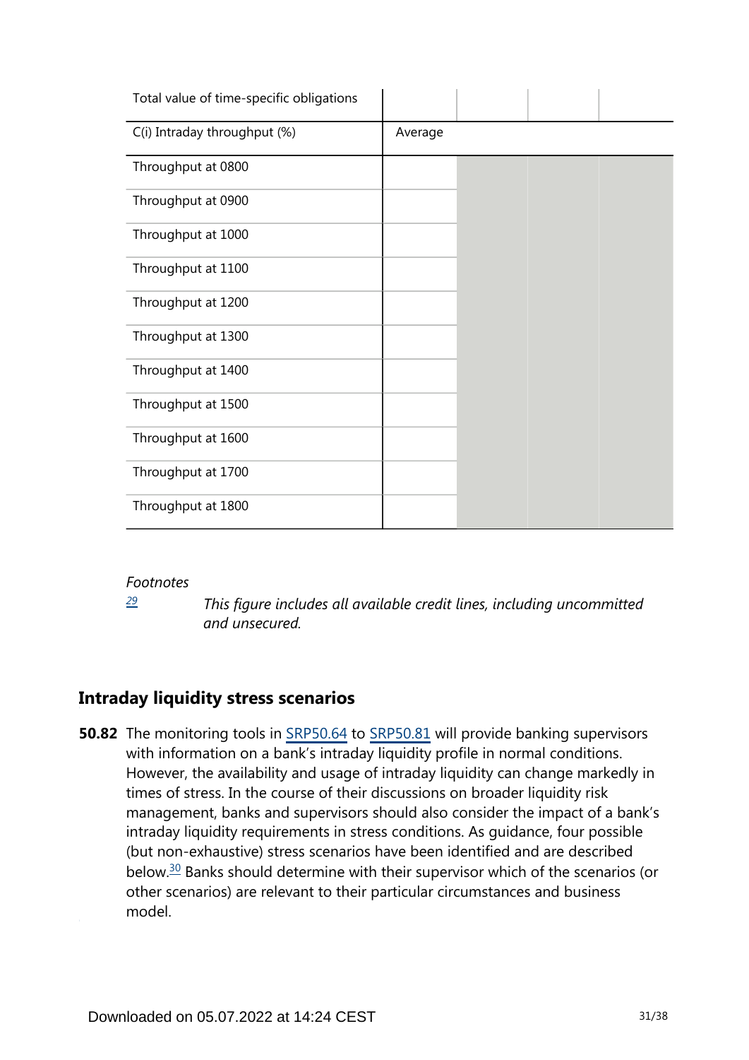| Total value of time-specific obligations | | | | |
|---|---|---|---|---|
| C(i) Intraday throughput (%) | Average | | | |
| Throughput at 0800 | | | | |
| Throughput at 0900 | | | | |
| Throughput at 1000 | | | | |
| Throughput at 1100 | | | | |
| Throughput at 1200 | | | | |
| Throughput at 1300 | | | | |
| Throughput at 1400 | | | | |
| Throughput at 1500 | | | | |
| Throughput at 1600 | | | | |
| Throughput at 1700 | | | | |
| Throughput at 1800 | | | | |

*Footnotes*

[29] *This figure includes all available credit lines, including uncommitted and unsecured.*

## Intraday liquidity stress scenarios

**50.82** The monitoring tools in SRP50.64 to SRP50.81 will provide banking supervisors with information on a bank's intraday liquidity profile in normal conditions. However, the availability and usage of intraday liquidity can change markedly in times of stress. In the course of their discussions on broader liquidity risk management, banks and supervisors should also consider the impact of a bank's intraday liquidity requirements in stress conditions. As guidance, four possible (but non-exhaustive) stress scenarios have been identified and are described below.[30] Banks should determine with their supervisor which of the scenarios (or other scenarios) are relevant to their particular circumstances and business model.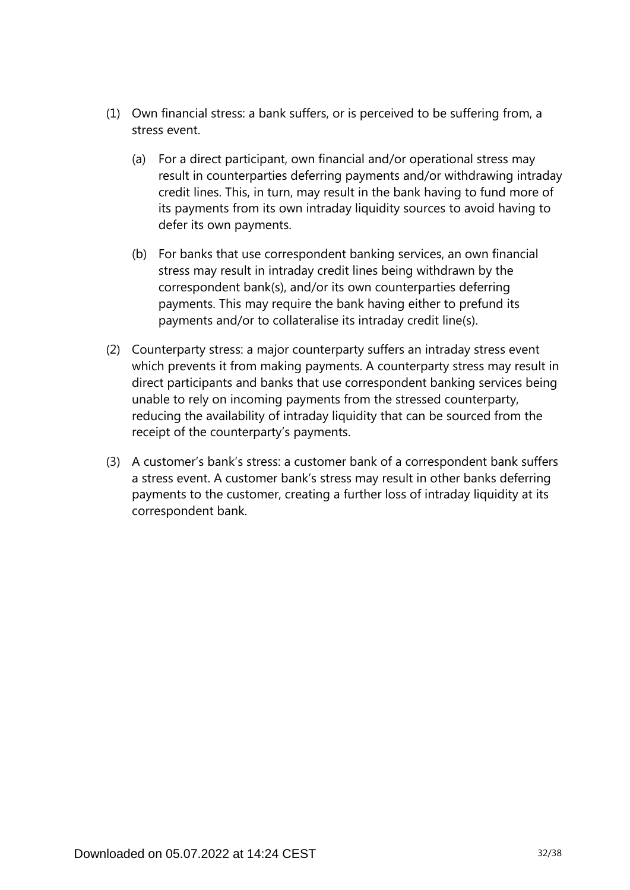(1) Own financial stress: a bank suffers, or is perceived to be suffering from, a stress event.

   (a) For a direct participant, own financial and/or operational stress may result in counterparties deferring payments and/or withdrawing intraday credit lines. This, in turn, may result in the bank having to fund more of its payments from its own intraday liquidity sources to avoid having to defer its own payments.

   (b) For banks that use correspondent banking services, an own financial stress may result in intraday credit lines being withdrawn by the correspondent bank(s), and/or its own counterparties deferring payments. This may require the bank having either to prefund its payments and/or to collateralise its intraday credit line(s).

(2) Counterparty stress: a major counterparty suffers an intraday stress event which prevents it from making payments. A counterparty stress may result in direct participants and banks that use correspondent banking services being unable to rely on incoming payments from the stressed counterparty, reducing the availability of intraday liquidity that can be sourced from the receipt of the counterparty's payments.

(3) A customer's bank's stress: a customer bank of a correspondent bank suffers a stress event. A customer bank's stress may result in other banks deferring payments to the customer, creating a further loss of intraday liquidity at its correspondent bank.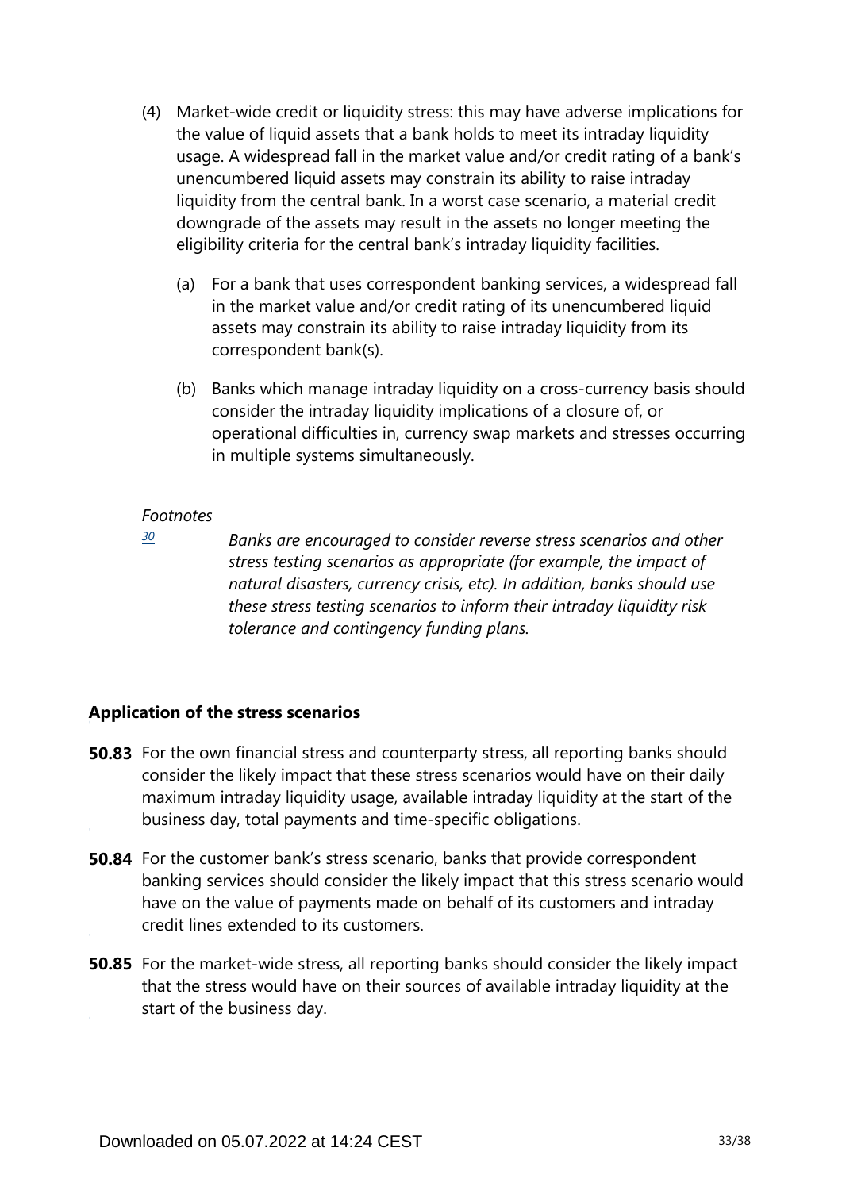(4) Market-wide credit or liquidity stress: this may have adverse implications for the value of liquid assets that a bank holds to meet its intraday liquidity usage. A widespread fall in the market value and/or credit rating of a bank's unencumbered liquid assets may constrain its ability to raise intraday liquidity from the central bank. In a worst case scenario, a material credit downgrade of the assets may result in the assets no longer meeting the eligibility criteria for the central bank's intraday liquidity facilities.

   (a) For a bank that uses correspondent banking services, a widespread fall in the market value and/or credit rating of its unencumbered liquid assets may constrain its ability to raise intraday liquidity from its correspondent bank(s).

   (b) Banks which manage intraday liquidity on a cross-currency basis should consider the intraday liquidity implications of a closure of, or operational difficulties in, currency swap markets and stresses occurring in multiple systems simultaneously.

*Footnotes*

[30] *Banks are encouraged to consider reverse stress scenarios and other stress testing scenarios as appropriate (for example, the impact of natural disasters, currency crisis, etc). In addition, banks should use these stress testing scenarios to inform their intraday liquidity risk tolerance and contingency funding plans.*

### Application of the stress scenarios

**50.83** For the own financial stress and counterparty stress, all reporting banks should consider the likely impact that these stress scenarios would have on their daily maximum intraday liquidity usage, available intraday liquidity at the start of the business day, total payments and time-specific obligations.

**50.84** For the customer bank's stress scenario, banks that provide correspondent banking services should consider the likely impact that this stress scenario would have on the value of payments made on behalf of its customers and intraday credit lines extended to its customers.

**50.85** For the market-wide stress, all reporting banks should consider the likely impact that the stress would have on their sources of available intraday liquidity at the start of the business day.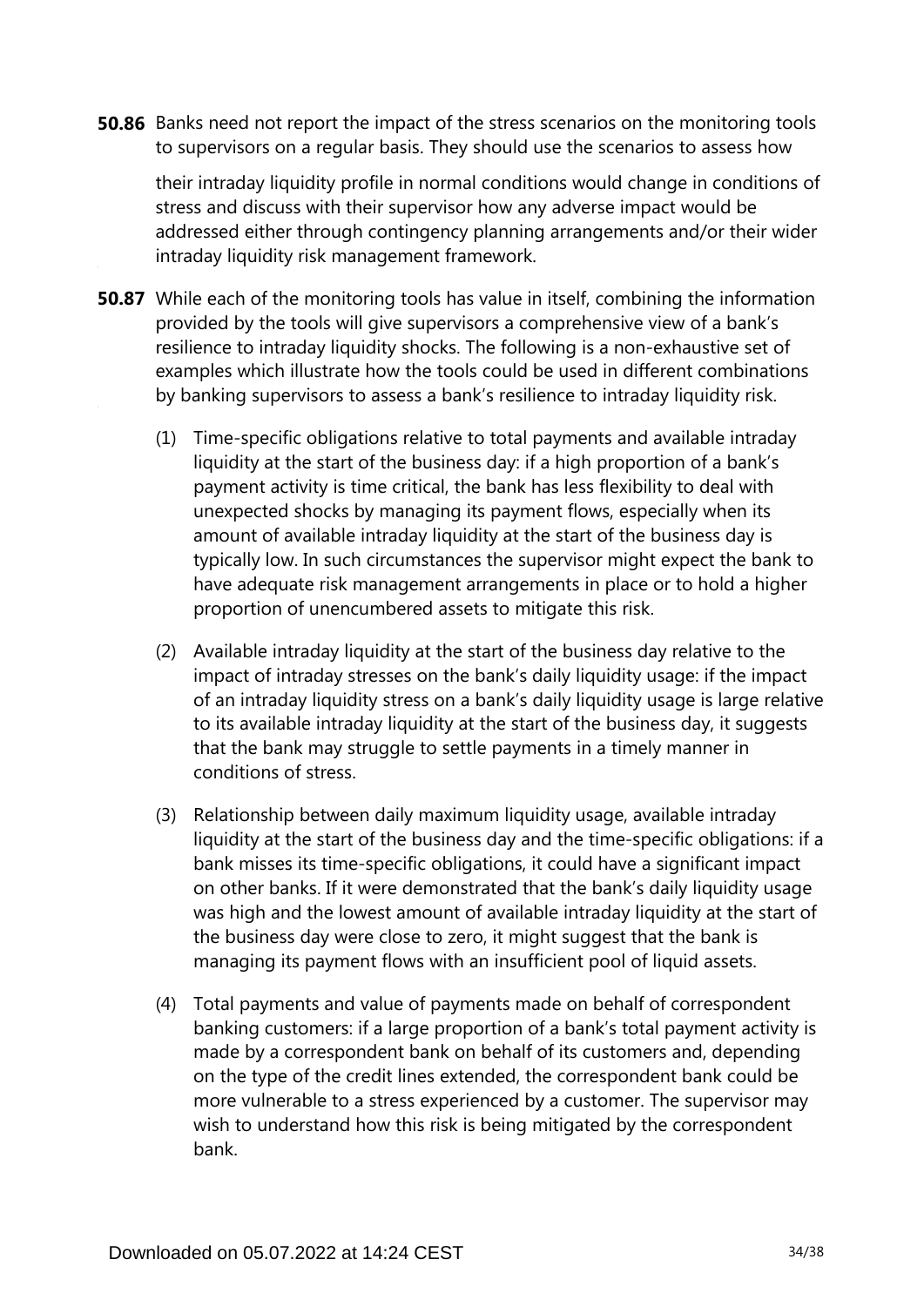**50.86** Banks need not report the impact of the stress scenarios on the monitoring tools to supervisors on a regular basis. They should use the scenarios to assess how their intraday liquidity profile in normal conditions would change in conditions of stress and discuss with their supervisor how any adverse impact would be addressed either through contingency planning arrangements and/or their wider intraday liquidity risk management framework.

**50.87** While each of the monitoring tools has value in itself, combining the information provided by the tools will give supervisors a comprehensive view of a bank's resilience to intraday liquidity shocks. The following is a non-exhaustive set of examples which illustrate how the tools could be used in different combinations by banking supervisors to assess a bank's resilience to intraday liquidity risk.

(1) Time-specific obligations relative to total payments and available intraday liquidity at the start of the business day: if a high proportion of a bank's payment activity is time critical, the bank has less flexibility to deal with unexpected shocks by managing its payment flows, especially when its amount of available intraday liquidity at the start of the business day is typically low. In such circumstances the supervisor might expect the bank to have adequate risk management arrangements in place or to hold a higher proportion of unencumbered assets to mitigate this risk.

(2) Available intraday liquidity at the start of the business day relative to the impact of intraday stresses on the bank's daily liquidity usage: if the impact of an intraday liquidity stress on a bank's daily liquidity usage is large relative to its available intraday liquidity at the start of the business day, it suggests that the bank may struggle to settle payments in a timely manner in conditions of stress.

(3) Relationship between daily maximum liquidity usage, available intraday liquidity at the start of the business day and the time-specific obligations: if a bank misses its time-specific obligations, it could have a significant impact on other banks. If it were demonstrated that the bank's daily liquidity usage was high and the lowest amount of available intraday liquidity at the start of the business day were close to zero, it might suggest that the bank is managing its payment flows with an insufficient pool of liquid assets.

(4) Total payments and value of payments made on behalf of correspondent banking customers: if a large proportion of a bank's total payment activity is made by a correspondent bank on behalf of its customers and, depending on the type of the credit lines extended, the correspondent bank could be more vulnerable to a stress experienced by a customer. The supervisor may wish to understand how this risk is being mitigated by the correspondent bank.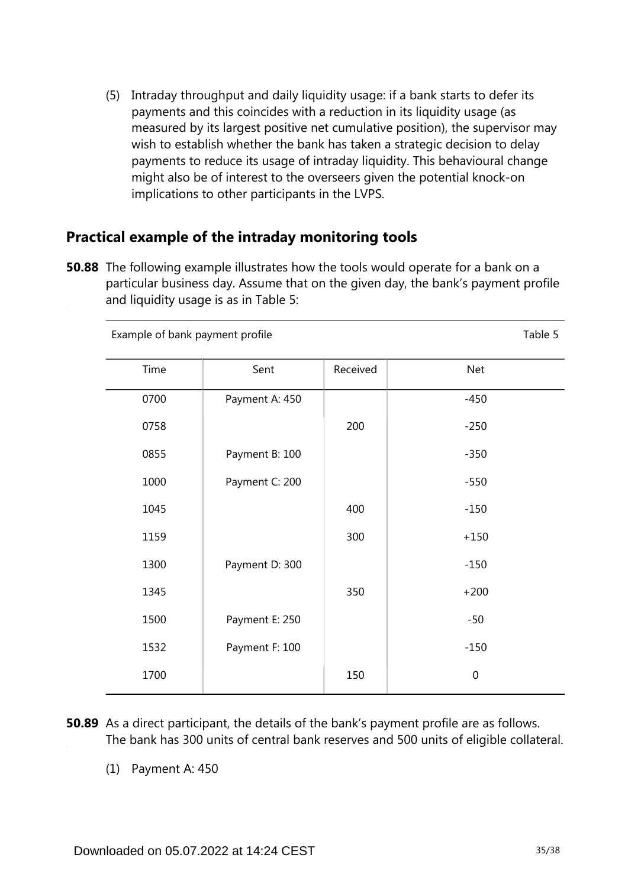(5) Intraday throughput and daily liquidity usage: if a bank starts to defer its payments and this coincides with a reduction in its liquidity usage (as measured by its largest positive net cumulative position), the supervisor may wish to establish whether the bank has taken a strategic decision to delay payments to reduce its usage of intraday liquidity. This behavioural change might also be of interest to the overseers given the potential knock-on implications to other participants in the LVPS.

## Practical example of the intraday monitoring tools

**50.88** The following example illustrates how the tools would operate for a bank on a particular business day. Assume that on the given day, the bank's payment profile and liquidity usage is as in Table 5:

Example of bank payment profile — Table 5

| Time | Sent | Received | Net |
|---|---|---|---|
| 0700 | Payment A: 450 | | -450 |
| 0758 | | 200 | -250 |
| 0855 | Payment B: 100 | | -350 |
| 1000 | Payment C: 200 | | -550 |
| 1045 | | 400 | -150 |
| 1159 | | 300 | +150 |
| 1300 | Payment D: 300 | | -150 |
| 1345 | | 350 | +200 |
| 1500 | Payment E: 250 | | -50 |
| 1532 | Payment F: 100 | | -150 |
| 1700 | | 150 | 0 |

**50.89** As a direct participant, the details of the bank's payment profile are as follows. The bank has 300 units of central bank reserves and 500 units of eligible collateral.

(1) Payment A: 450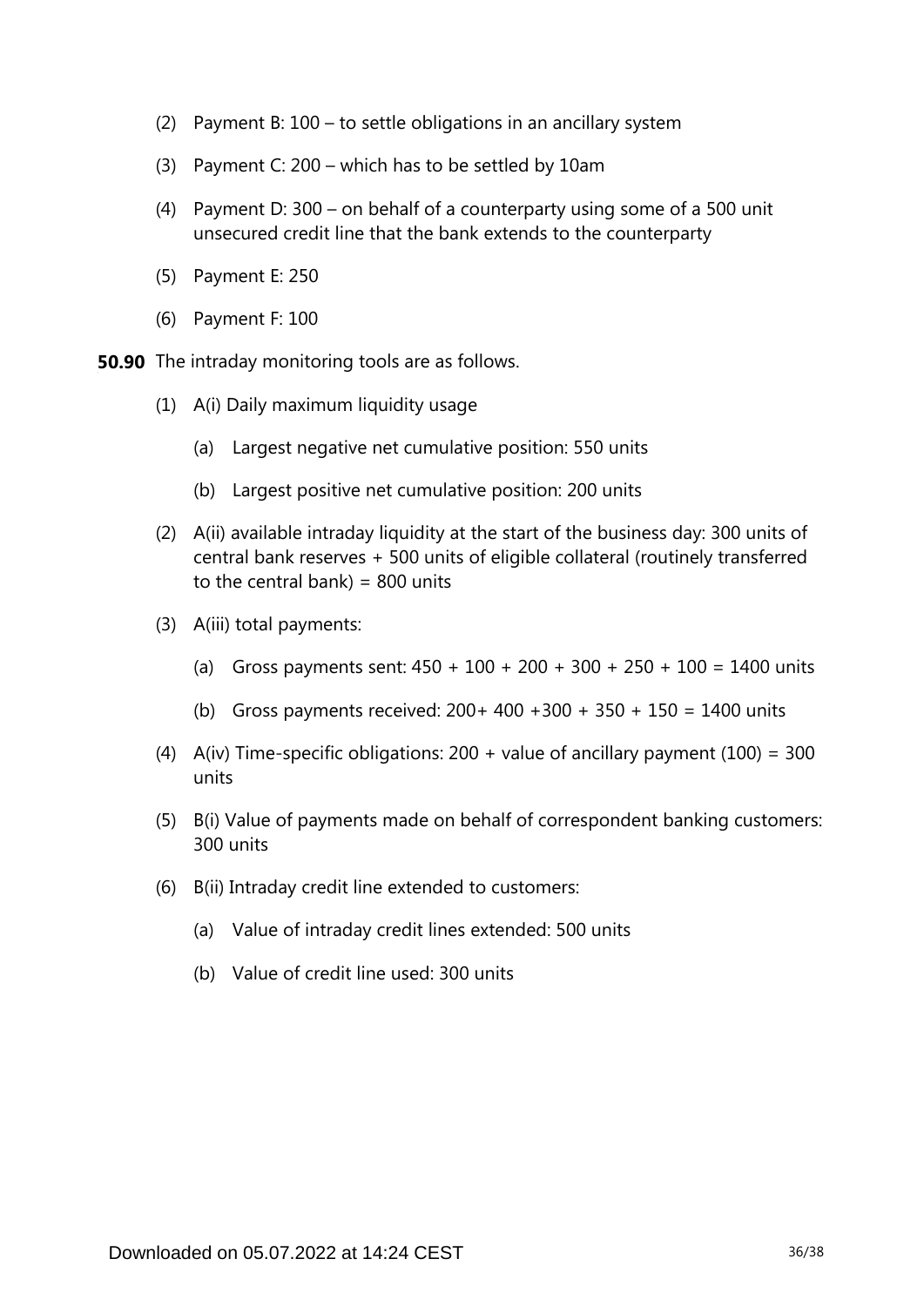(2) Payment B: 100 – to settle obligations in an ancillary system

(3) Payment C: 200 – which has to be settled by 10am

(4) Payment D: 300 – on behalf of a counterparty using some of a 500 unit unsecured credit line that the bank extends to the counterparty

(5) Payment E: 250

(6) Payment F: 100

**50.90** The intraday monitoring tools are as follows.

(1) A(i) Daily maximum liquidity usage

  (a) Largest negative net cumulative position: 550 units

  (b) Largest positive net cumulative position: 200 units

(2) A(ii) available intraday liquidity at the start of the business day: 300 units of central bank reserves + 500 units of eligible collateral (routinely transferred to the central bank) = 800 units

(3) A(iii) total payments:

  (a) Gross payments sent: 450 + 100 + 200 + 300 + 250 + 100 = 1400 units

  (b) Gross payments received: 200+ 400 +300 + 350 + 150 = 1400 units

(4) A(iv) Time-specific obligations: 200 + value of ancillary payment (100) = 300 units

(5) B(i) Value of payments made on behalf of correspondent banking customers: 300 units

(6) B(ii) Intraday credit line extended to customers:

  (a) Value of intraday credit lines extended: 500 units

  (b) Value of credit line used: 300 units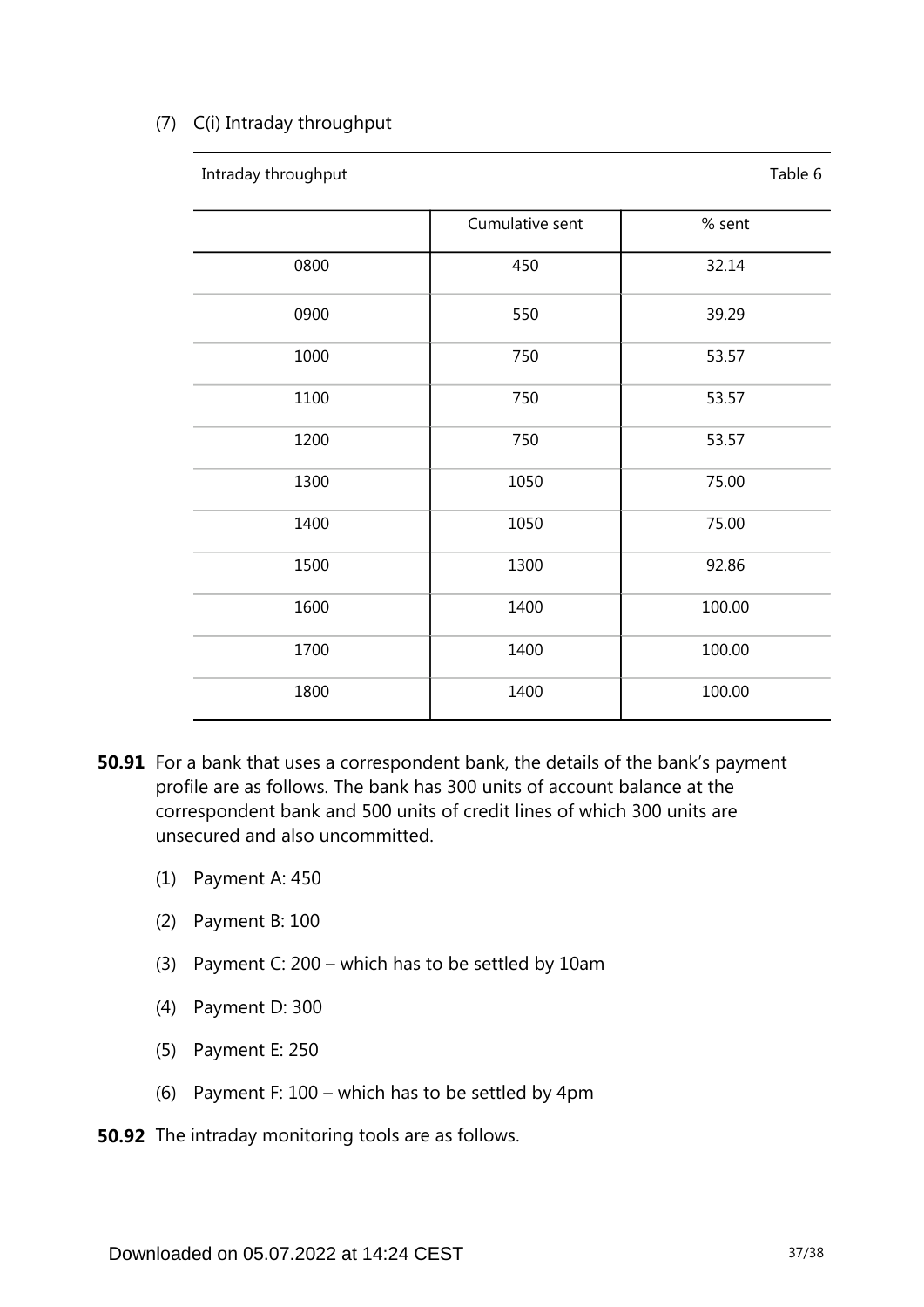(7) C(i) Intraday throughput

Intraday throughput — Table 6

| | Cumulative sent | % sent |
|---|---|---|
| 0800 | 450 | 32.14 |
| 0900 | 550 | 39.29 |
| 1000 | 750 | 53.57 |
| 1100 | 750 | 53.57 |
| 1200 | 750 | 53.57 |
| 1300 | 1050 | 75.00 |
| 1400 | 1050 | 75.00 |
| 1500 | 1300 | 92.86 |
| 1600 | 1400 | 100.00 |
| 1700 | 1400 | 100.00 |
| 1800 | 1400 | 100.00 |

**50.91** For a bank that uses a correspondent bank, the details of the bank's payment profile are as follows. The bank has 300 units of account balance at the correspondent bank and 500 units of credit lines of which 300 units are unsecured and also uncommitted.

(1) Payment A: 450

(2) Payment B: 100

(3) Payment C: 200 – which has to be settled by 10am

(4) Payment D: 300

(5) Payment E: 250

(6) Payment F: 100 – which has to be settled by 4pm

**50.92** The intraday monitoring tools are as follows.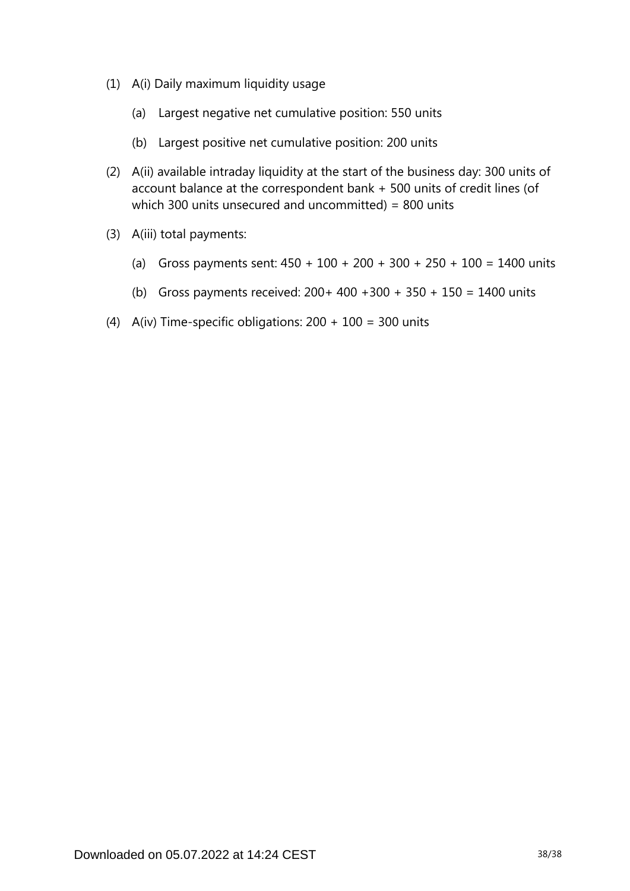(1) A(i) Daily maximum liquidity usage

  (a) Largest negative net cumulative position: 550 units

  (b) Largest positive net cumulative position: 200 units

(2) A(ii) available intraday liquidity at the start of the business day: 300 units of account balance at the correspondent bank + 500 units of credit lines (of which 300 units unsecured and uncommitted) = 800 units

(3) A(iii) total payments:

  (a) Gross payments sent: 450 + 100 + 200 + 300 + 250 + 100 = 1400 units

  (b) Gross payments received: 200+ 400 +300 + 350 + 150 = 1400 units

(4) A(iv) Time-specific obligations: 200 + 100 = 300 units